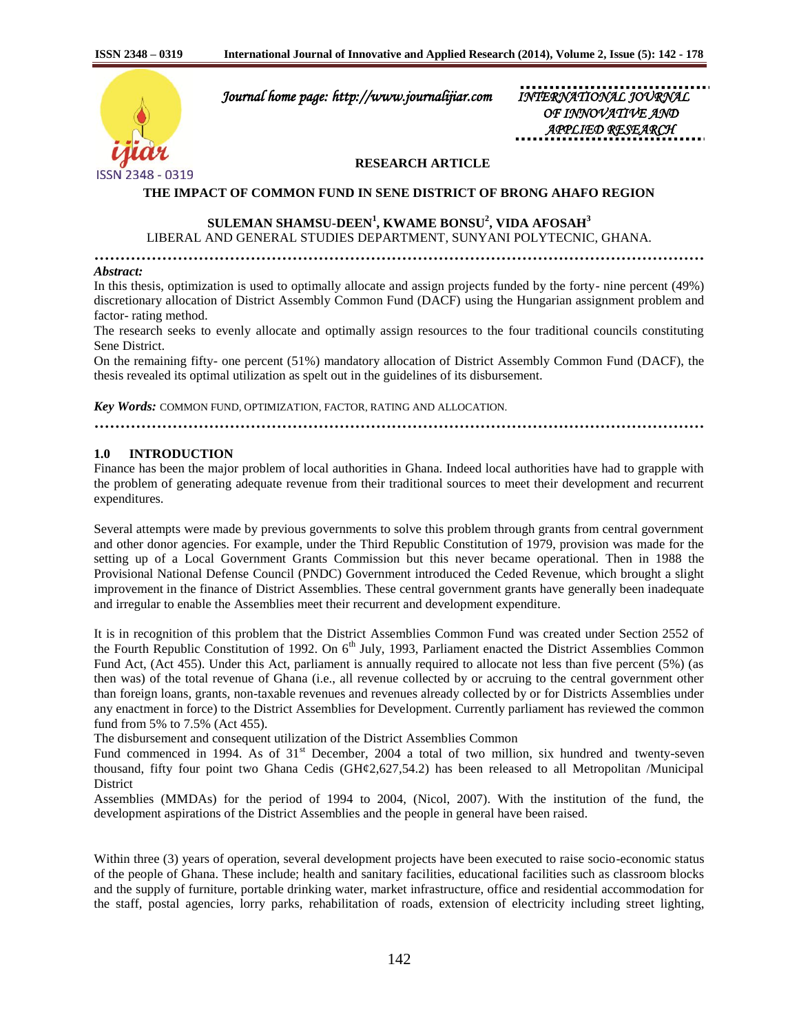Journal home page: http://www.journalijiar.com

INTERNATIONAL JOURNAL OF INNOVATIVE AND APPLIED RESEARCH

**RESEARCH ARTICLE**

# THE IMPACT OF COMMON FUND IN SENE DISTRICT OF BRONG AHAFO REGION

**SULEMAN SHAMSU-DEEN[1], KWAME BONSU[2], VIDA AFOSAH[3]**

LIBERAL AND GENERAL STUDIES DEPARTMENT, SUNYANI POLYTECNIC, GHANA.

***Abstract:***

In this thesis, optimization is used to optimally allocate and assign projects funded by the forty- nine percent (49%) discretionary allocation of District Assembly Common Fund (DACF) using the Hungarian assignment problem and factor- rating method.

The research seeks to evenly allocate and optimally assign resources to the four traditional councils constituting Sene District.

On the remaining fifty- one percent (51%) mandatory allocation of District Assembly Common Fund (DACF), the thesis revealed its optimal utilization as spelt out in the guidelines of its disbursement.

***Key Words:*** COMMON FUND, OPTIMIZATION, FACTOR, RATING AND ALLOCATION.

## 1.0 INTRODUCTION

Finance has been the major problem of local authorities in Ghana. Indeed local authorities have had to grapple with the problem of generating adequate revenue from their traditional sources to meet their development and recurrent expenditures.

Several attempts were made by previous governments to solve this problem through grants from central government and other donor agencies. For example, under the Third Republic Constitution of 1979, provision was made for the setting up of a Local Government Grants Commission but this never became operational. Then in 1988 the Provisional National Defense Council (PNDC) Government introduced the Ceded Revenue, which brought a slight improvement in the finance of District Assemblies. These central government grants have generally been inadequate and irregular to enable the Assemblies meet their recurrent and development expenditure.

It is in recognition of this problem that the District Assemblies Common Fund was created under Section 2552 of the Fourth Republic Constitution of 1992. On 6th July, 1993, Parliament enacted the District Assemblies Common Fund Act, (Act 455). Under this Act, parliament is annually required to allocate not less than five percent (5%) (as then was) of the total revenue of Ghana (i.e., all revenue collected by or accruing to the central government other than foreign loans, grants, non-taxable revenues and revenues already collected by or for Districts Assemblies under any enactment in force) to the District Assemblies for Development. Currently parliament has reviewed the common fund from 5% to 7.5% (Act 455).

The disbursement and consequent utilization of the District Assemblies Common Fund commenced in 1994. As of 31st December, 2004 a total of two million, six hundred and twenty-seven thousand, fifty four point two Ghana Cedis (GH¢2,627,54.2) has been released to all Metropolitan /Municipal District Assemblies (MMDAs) for the period of 1994 to 2004, (Nicol, 2007). With the institution of the fund, the development aspirations of the District Assemblies and the people in general have been raised.

Within three (3) years of operation, several development projects have been executed to raise socio-economic status of the people of Ghana. These include; health and sanitary facilities, educational facilities such as classroom blocks and the supply of furniture, portable drinking water, market infrastructure, office and residential accommodation for the staff, postal agencies, lorry parks, rehabilitation of roads, extension of electricity including street lighting,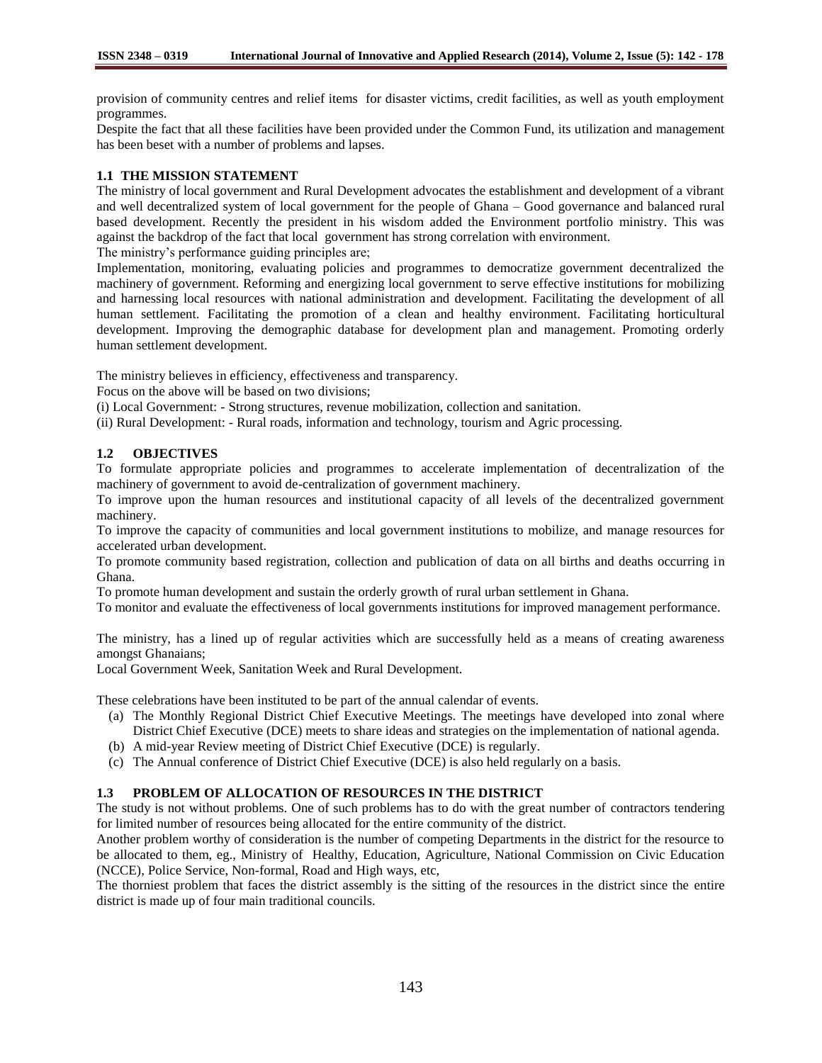provision of community centres and relief items for disaster victims, credit facilities, as well as youth employment programmes.

Despite the fact that all these facilities have been provided under the Common Fund, its utilization and management has been beset with a number of problems and lapses.

### 1.1 THE MISSION STATEMENT

The ministry of local government and Rural Development advocates the establishment and development of a vibrant and well decentralized system of local government for the people of Ghana – Good governance and balanced rural based development. Recently the president in his wisdom added the Environment portfolio ministry. This was against the backdrop of the fact that local government has strong correlation with environment.

The ministry's performance guiding principles are;

Implementation, monitoring, evaluating policies and programmes to democratize government decentralized the machinery of government. Reforming and energizing local government to serve effective institutions for mobilizing and harnessing local resources with national administration and development. Facilitating the development of all human settlement. Facilitating the promotion of a clean and healthy environment. Facilitating horticultural development. Improving the demographic database for development plan and management. Promoting orderly human settlement development.

The ministry believes in efficiency, effectiveness and transparency.

Focus on the above will be based on two divisions;

(i) Local Government: - Strong structures, revenue mobilization, collection and sanitation.

(ii) Rural Development: - Rural roads, information and technology, tourism and Agric processing.

### 1.2 OBJECTIVES

To formulate appropriate policies and programmes to accelerate implementation of decentralization of the machinery of government to avoid de-centralization of government machinery.

To improve upon the human resources and institutional capacity of all levels of the decentralized government machinery.

To improve the capacity of communities and local government institutions to mobilize, and manage resources for accelerated urban development.

To promote community based registration, collection and publication of data on all births and deaths occurring in Ghana.

To promote human development and sustain the orderly growth of rural urban settlement in Ghana.

To monitor and evaluate the effectiveness of local governments institutions for improved management performance.

The ministry, has a lined up of regular activities which are successfully held as a means of creating awareness amongst Ghanaians;

Local Government Week, Sanitation Week and Rural Development.

These celebrations have been instituted to be part of the annual calendar of events.

(a) The Monthly Regional District Chief Executive Meetings. The meetings have developed into zonal where District Chief Executive (DCE) meets to share ideas and strategies on the implementation of national agenda.
(b) A mid-year Review meeting of District Chief Executive (DCE) is regularly.
(c) The Annual conference of District Chief Executive (DCE) is also held regularly on a basis.

### 1.3 PROBLEM OF ALLOCATION OF RESOURCES IN THE DISTRICT

The study is not without problems. One of such problems has to do with the great number of contractors tendering for limited number of resources being allocated for the entire community of the district.

Another problem worthy of consideration is the number of competing Departments in the district for the resource to be allocated to them, eg., Ministry of Healthy, Education, Agriculture, National Commission on Civic Education (NCCE), Police Service, Non-formal, Road and High ways, etc,

The thorniest problem that faces the district assembly is the sitting of the resources in the district since the entire district is made up of four main traditional councils.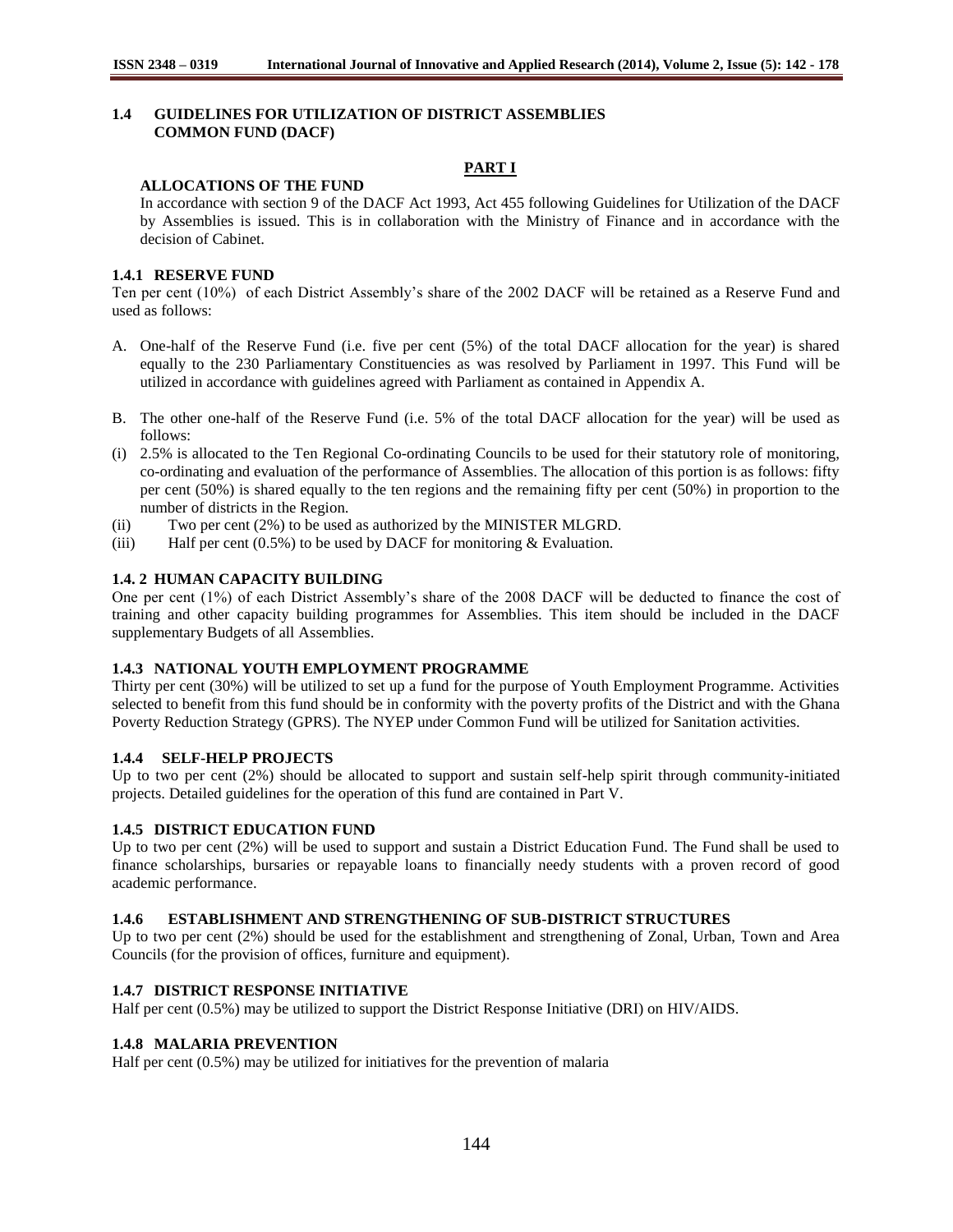## 1.4 GUIDELINES FOR UTILIZATION OF DISTRICT ASSEMBLIES COMMON FUND (DACF)

**PART I**

**ALLOCATIONS OF THE FUND**

In accordance with section 9 of the DACF Act 1993, Act 455 following Guidelines for Utilization of the DACF by Assemblies is issued. This is in collaboration with the Ministry of Finance and in accordance with the decision of Cabinet.

### 1.4.1 RESERVE FUND

Ten per cent (10%) of each District Assembly's share of the 2002 DACF will be retained as a Reserve Fund and used as follows:

A. One-half of the Reserve Fund (i.e. five per cent (5%) of the total DACF allocation for the year) is shared equally to the 230 Parliamentary Constituencies as was resolved by Parliament in 1997. This Fund will be utilized in accordance with guidelines agreed with Parliament as contained in Appendix A.

B. The other one-half of the Reserve Fund (i.e. 5% of the total DACF allocation for the year) will be used as follows:

(i) 2.5% is allocated to the Ten Regional Co-ordinating Councils to be used for their statutory role of monitoring, co-ordinating and evaluation of the performance of Assemblies. The allocation of this portion is as follows: fifty per cent (50%) is shared equally to the ten regions and the remaining fifty per cent (50%) in proportion to the number of districts in the Region.

(ii) Two per cent (2%) to be used as authorized by the MINISTER MLGRD.

(iii) Half per cent (0.5%) to be used by DACF for monitoring & Evaluation.

### 1.4. 2 HUMAN CAPACITY BUILDING

One per cent (1%) of each District Assembly's share of the 2008 DACF will be deducted to finance the cost of training and other capacity building programmes for Assemblies. This item should be included in the DACF supplementary Budgets of all Assemblies.

### 1.4.3 NATIONAL YOUTH EMPLOYMENT PROGRAMME

Thirty per cent (30%) will be utilized to set up a fund for the purpose of Youth Employment Programme. Activities selected to benefit from this fund should be in conformity with the poverty profits of the District and with the Ghana Poverty Reduction Strategy (GPRS). The NYEP under Common Fund will be utilized for Sanitation activities.

### 1.4.4 SELF-HELP PROJECTS

Up to two per cent (2%) should be allocated to support and sustain self-help spirit through community-initiated projects. Detailed guidelines for the operation of this fund are contained in Part V.

### 1.4.5 DISTRICT EDUCATION FUND

Up to two per cent (2%) will be used to support and sustain a District Education Fund. The Fund shall be used to finance scholarships, bursaries or repayable loans to financially needy students with a proven record of good academic performance.

### 1.4.6 ESTABLISHMENT AND STRENGTHENING OF SUB-DISTRICT STRUCTURES

Up to two per cent (2%) should be used for the establishment and strengthening of Zonal, Urban, Town and Area Councils (for the provision of offices, furniture and equipment).

### 1.4.7 DISTRICT RESPONSE INITIATIVE

Half per cent (0.5%) may be utilized to support the District Response Initiative (DRI) on HIV/AIDS.

### 1.4.8 MALARIA PREVENTION

Half per cent (0.5%) may be utilized for initiatives for the prevention of malaria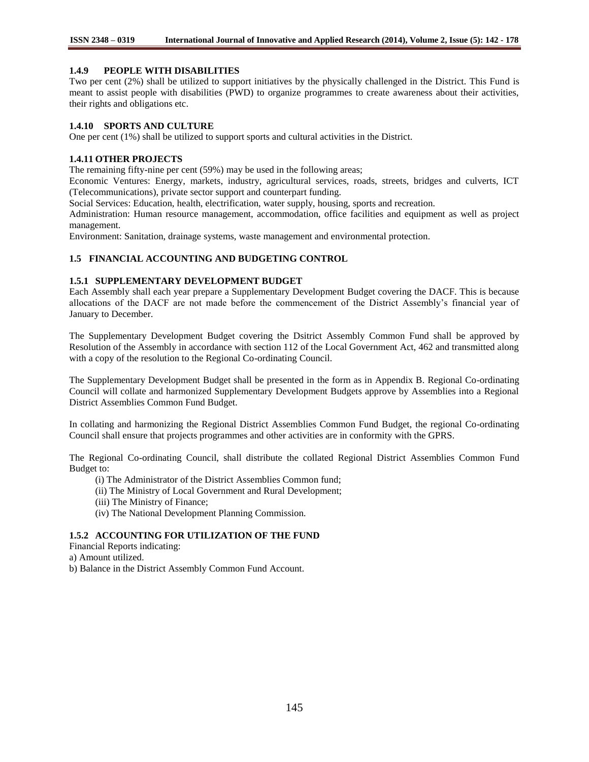### 1.4.9 PEOPLE WITH DISABILITIES

Two per cent (2%) shall be utilized to support initiatives by the physically challenged in the District. This Fund is meant to assist people with disabilities (PWD) to organize programmes to create awareness about their activities, their rights and obligations etc.

### 1.4.10 SPORTS AND CULTURE

One per cent (1%) shall be utilized to support sports and cultural activities in the District.

### 1.4.11 OTHER PROJECTS

The remaining fifty-nine per cent (59%) may be used in the following areas;

Economic Ventures: Energy, markets, industry, agricultural services, roads, streets, bridges and culverts, ICT (Telecommunications), private sector support and counterpart funding.

Social Services: Education, health, electrification, water supply, housing, sports and recreation.

Administration: Human resource management, accommodation, office facilities and equipment as well as project management.

Environment: Sanitation, drainage systems, waste management and environmental protection.

## 1.5 FINANCIAL ACCOUNTING AND BUDGETING CONTROL

### 1.5.1 SUPPLEMENTARY DEVELOPMENT BUDGET

Each Assembly shall each year prepare a Supplementary Development Budget covering the DACF. This is because allocations of the DACF are not made before the commencement of the District Assembly's financial year of January to December.

The Supplementary Development Budget covering the Dsitrict Assembly Common Fund shall be approved by Resolution of the Assembly in accordance with section 112 of the Local Government Act, 462 and transmitted along with a copy of the resolution to the Regional Co-ordinating Council.

The Supplementary Development Budget shall be presented in the form as in Appendix B. Regional Co-ordinating Council will collate and harmonized Supplementary Development Budgets approve by Assemblies into a Regional District Assemblies Common Fund Budget.

In collating and harmonizing the Regional District Assemblies Common Fund Budget, the regional Co-ordinating Council shall ensure that projects programmes and other activities are in conformity with the GPRS.

The Regional Co-ordinating Council, shall distribute the collated Regional District Assemblies Common Fund Budget to:

(i) The Administrator of the District Assemblies Common fund;
(ii) The Ministry of Local Government and Rural Development;
(iii) The Ministry of Finance;
(iv) The National Development Planning Commission.

### 1.5.2 ACCOUNTING FOR UTILIZATION OF THE FUND

Financial Reports indicating:

a) Amount utilized.
b) Balance in the District Assembly Common Fund Account.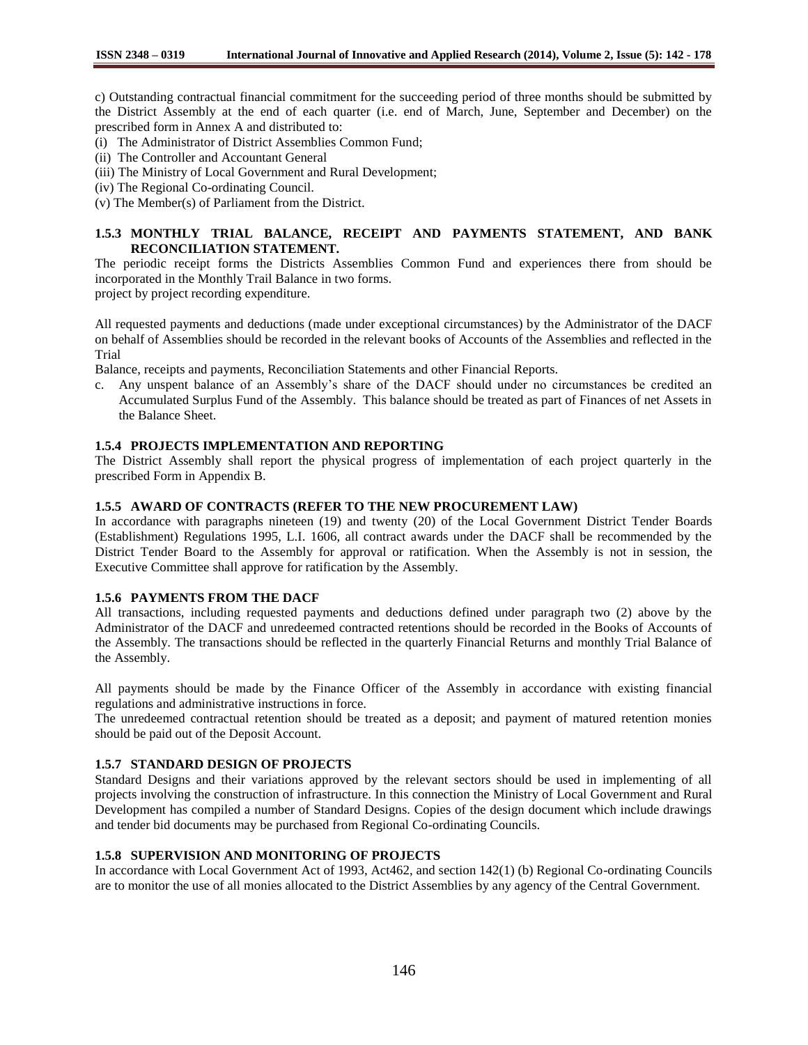c) Outstanding contractual financial commitment for the succeeding period of three months should be submitted by the District Assembly at the end of each quarter (i.e. end of March, June, September and December) on the prescribed form in Annex A and distributed to:

(i) The Administrator of District Assemblies Common Fund;
(ii) The Controller and Accountant General
(iii) The Ministry of Local Government and Rural Development;
(iv) The Regional Co-ordinating Council.
(v) The Member(s) of Parliament from the District.

### 1.5.3 MONTHLY TRIAL BALANCE, RECEIPT AND PAYMENTS STATEMENT, AND BANK RECONCILIATION STATEMENT.

The periodic receipt forms the Districts Assemblies Common Fund and experiences there from should be incorporated in the Monthly Trail Balance in two forms.
project by project recording expenditure.

All requested payments and deductions (made under exceptional circumstances) by the Administrator of the DACF on behalf of Assemblies should be recorded in the relevant books of Accounts of the Assemblies and reflected in the Trial
Balance, receipts and payments, Reconciliation Statements and other Financial Reports.

c. Any unspent balance of an Assembly's share of the DACF should under no circumstances be credited an Accumulated Surplus Fund of the Assembly. This balance should be treated as part of Finances of net Assets in the Balance Sheet.

### 1.5.4 PROJECTS IMPLEMENTATION AND REPORTING

The District Assembly shall report the physical progress of implementation of each project quarterly in the prescribed Form in Appendix B.

### 1.5.5 AWARD OF CONTRACTS (REFER TO THE NEW PROCUREMENT LAW)

In accordance with paragraphs nineteen (19) and twenty (20) of the Local Government District Tender Boards (Establishment) Regulations 1995, L.I. 1606, all contract awards under the DACF shall be recommended by the District Tender Board to the Assembly for approval or ratification. When the Assembly is not in session, the Executive Committee shall approve for ratification by the Assembly.

### 1.5.6 PAYMENTS FROM THE DACF

All transactions, including requested payments and deductions defined under paragraph two (2) above by the Administrator of the DACF and unredeemed contracted retentions should be recorded in the Books of Accounts of the Assembly. The transactions should be reflected in the quarterly Financial Returns and monthly Trial Balance of the Assembly.

All payments should be made by the Finance Officer of the Assembly in accordance with existing financial regulations and administrative instructions in force.
The unredeemed contractual retention should be treated as a deposit; and payment of matured retention monies should be paid out of the Deposit Account.

### 1.5.7 STANDARD DESIGN OF PROJECTS

Standard Designs and their variations approved by the relevant sectors should be used in implementing of all projects involving the construction of infrastructure. In this connection the Ministry of Local Government and Rural Development has compiled a number of Standard Designs. Copies of the design document which include drawings and tender bid documents may be purchased from Regional Co-ordinating Councils.

### 1.5.8 SUPERVISION AND MONITORING OF PROJECTS

In accordance with Local Government Act of 1993, Act462, and section 142(1) (b) Regional Co-ordinating Councils are to monitor the use of all monies allocated to the District Assemblies by any agency of the Central Government.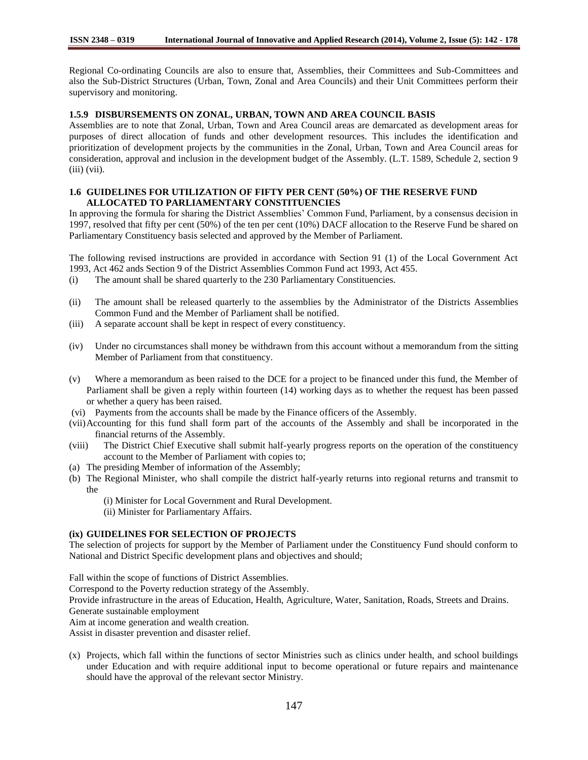Regional Co-ordinating Councils are also to ensure that, Assemblies, their Committees and Sub-Committees and also the Sub-District Structures (Urban, Town, Zonal and Area Councils) and their Unit Committees perform their supervisory and monitoring.

### 1.5.9 DISBURSEMENTS ON ZONAL, URBAN, TOWN AND AREA COUNCIL BASIS

Assemblies are to note that Zonal, Urban, Town and Area Council areas are demarcated as development areas for purposes of direct allocation of funds and other development resources. This includes the identification and prioritization of development projects by the communities in the Zonal, Urban, Town and Area Council areas for consideration, approval and inclusion in the development budget of the Assembly. (L.T. 1589, Schedule 2, section 9 (iii) (vii).

## 1.6 GUIDELINES FOR UTILIZATION OF FIFTY PER CENT (50%) OF THE RESERVE FUND ALLOCATED TO PARLIAMENTARY CONSTITUENCIES

In approving the formula for sharing the District Assemblies' Common Fund, Parliament, by a consensus decision in 1997, resolved that fifty per cent (50%) of the ten per cent (10%) DACF allocation to the Reserve Fund be shared on Parliamentary Constituency basis selected and approved by the Member of Parliament.

The following revised instructions are provided in accordance with Section 91 (1) of the Local Government Act 1993, Act 462 ands Section 9 of the District Assemblies Common Fund act 1993, Act 455.

(i) The amount shall be shared quarterly to the 230 Parliamentary Constituencies.

(ii) The amount shall be released quarterly to the assemblies by the Administrator of the Districts Assemblies Common Fund and the Member of Parliament shall be notified.

(iii) A separate account shall be kept in respect of every constituency.

(iv) Under no circumstances shall money be withdrawn from this account without a memorandum from the sitting Member of Parliament from that constituency.

(v) Where a memorandum as been raised to the DCE for a project to be financed under this fund, the Member of Parliament shall be given a reply within fourteen (14) working days as to whether the request has been passed or whether a query has been raised.

(vi) Payments from the accounts shall be made by the Finance officers of the Assembly.

(vii) Accounting for this fund shall form part of the accounts of the Assembly and shall be incorporated in the financial returns of the Assembly.

(viii) The District Chief Executive shall submit half-yearly progress reports on the operation of the constituency account to the Member of Parliament with copies to;

(a) The presiding Member of information of the Assembly;

(b) The Regional Minister, who shall compile the district half-yearly returns into regional returns and transmit to the

    (i) Minister for Local Government and Rural Development.

    (ii) Minister for Parliamentary Affairs.

### (ix) GUIDELINES FOR SELECTION OF PROJECTS

The selection of projects for support by the Member of Parliament under the Constituency Fund should conform to National and District Specific development plans and objectives and should;

Fall within the scope of functions of District Assemblies.

Correspond to the Poverty reduction strategy of the Assembly.

Provide infrastructure in the areas of Education, Health, Agriculture, Water, Sanitation, Roads, Streets and Drains.

Generate sustainable employment

Aim at income generation and wealth creation.

Assist in disaster prevention and disaster relief.

(x) Projects, which fall within the functions of sector Ministries such as clinics under health, and school buildings under Education and with require additional input to become operational or future repairs and maintenance should have the approval of the relevant sector Ministry.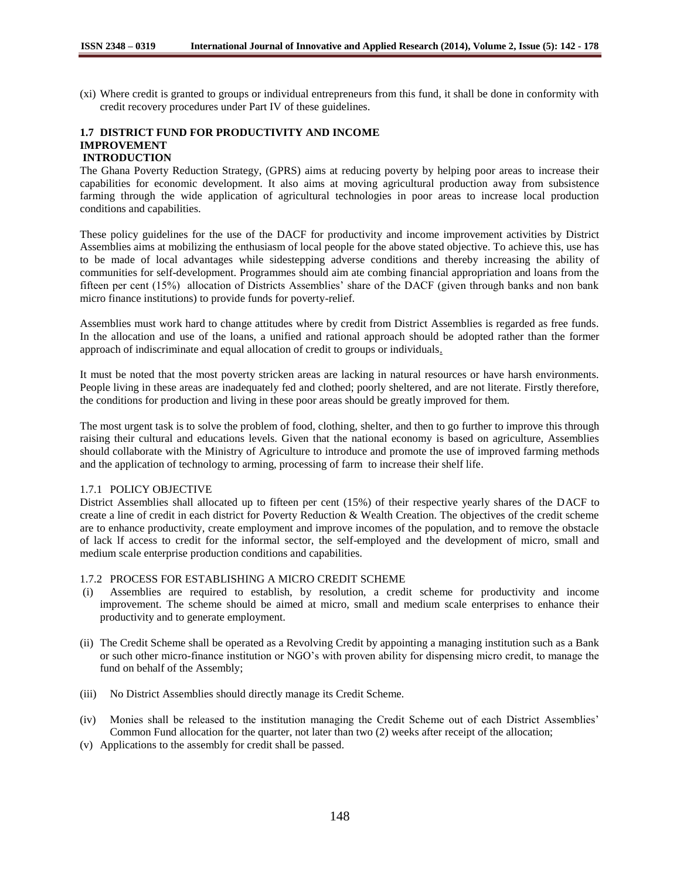(xi) Where credit is granted to groups or individual entrepreneurs from this fund, it shall be done in conformity with credit recovery procedures under Part IV of these guidelines.

### 1.7 DISTRICT FUND FOR PRODUCTIVITY AND INCOME IMPROVEMENT

**INTRODUCTION**

The Ghana Poverty Reduction Strategy, (GPRS) aims at reducing poverty by helping poor areas to increase their capabilities for economic development. It also aims at moving agricultural production away from subsistence farming through the wide application of agricultural technologies in poor areas to increase local production conditions and capabilities.

These policy guidelines for the use of the DACF for productivity and income improvement activities by District Assemblies aims at mobilizing the enthusiasm of local people for the above stated objective. To achieve this, use has to be made of local advantages while sidestepping adverse conditions and thereby increasing the ability of communities for self-development. Programmes should aim ate combing financial appropriation and loans from the fifteen per cent (15%) allocation of Districts Assemblies' share of the DACF (given through banks and non bank micro finance institutions) to provide funds for poverty-relief.

Assemblies must work hard to change attitudes where by credit from District Assemblies is regarded as free funds. In the allocation and use of the loans, a unified and rational approach should be adopted rather than the former approach of indiscriminate and equal allocation of credit to groups or individuals.

It must be noted that the most poverty stricken areas are lacking in natural resources or have harsh environments. People living in these areas are inadequately fed and clothed; poorly sheltered, and are not literate. Firstly therefore, the conditions for production and living in these poor areas should be greatly improved for them.

The most urgent task is to solve the problem of food, clothing, shelter, and then to go further to improve this through raising their cultural and educations levels. Given that the national economy is based on agriculture, Assemblies should collaborate with the Ministry of Agriculture to introduce and promote the use of improved farming methods and the application of technology to arming, processing of farm to increase their shelf life.

#### 1.7.1 POLICY OBJECTIVE

District Assemblies shall allocated up to fifteen per cent (15%) of their respective yearly shares of the DACF to create a line of credit in each district for Poverty Reduction & Wealth Creation. The objectives of the credit scheme are to enhance productivity, create employment and improve incomes of the population, and to remove the obstacle of lack lf access to credit for the informal sector, the self-employed and the development of micro, small and medium scale enterprise production conditions and capabilities.

#### 1.7.2 PROCESS FOR ESTABLISHING A MICRO CREDIT SCHEME

(i) Assemblies are required to establish, by resolution, a credit scheme for productivity and income improvement. The scheme should be aimed at micro, small and medium scale enterprises to enhance their productivity and to generate employment.

(ii) The Credit Scheme shall be operated as a Revolving Credit by appointing a managing institution such as a Bank or such other micro-finance institution or NGO's with proven ability for dispensing micro credit, to manage the fund on behalf of the Assembly;

(iii) No District Assemblies should directly manage its Credit Scheme.

(iv) Monies shall be released to the institution managing the Credit Scheme out of each District Assemblies' Common Fund allocation for the quarter, not later than two (2) weeks after receipt of the allocation;

(v) Applications to the assembly for credit shall be passed.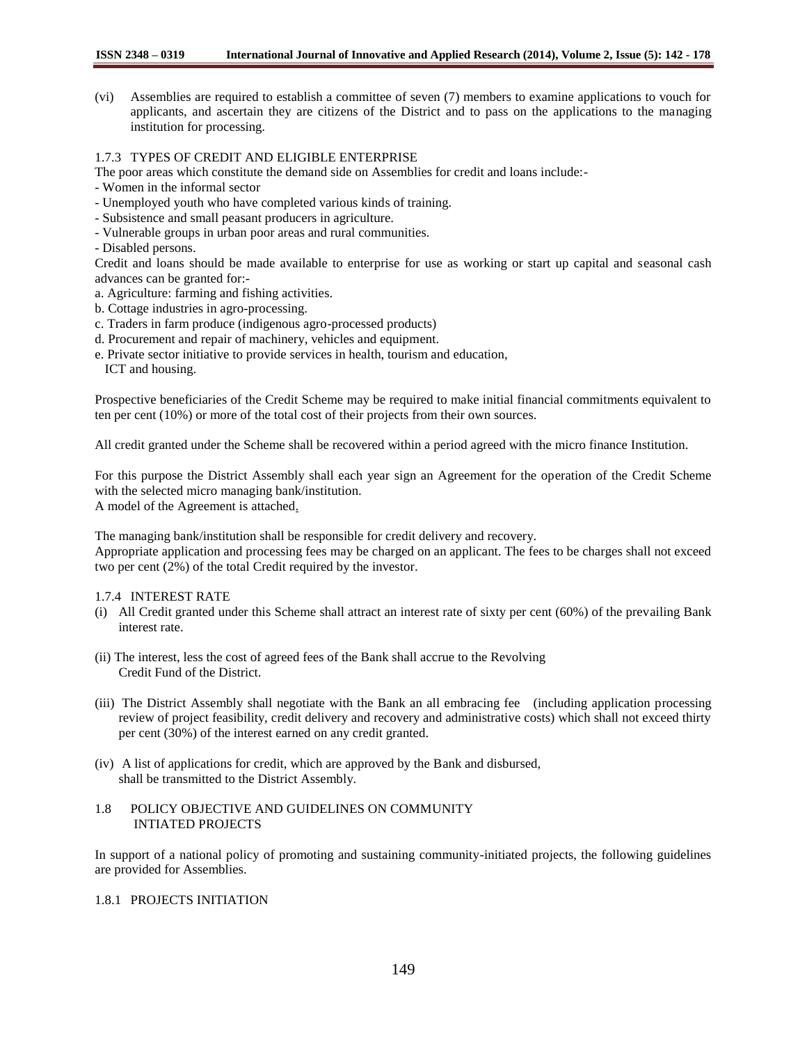(vi) Assemblies are required to establish a committee of seven (7) members to examine applications to vouch for applicants, and ascertain they are citizens of the District and to pass on the applications to the managing institution for processing.

### 1.7.3 TYPES OF CREDIT AND ELIGIBLE ENTERPRISE

The poor areas which constitute the demand side on Assemblies for credit and loans include:-

- Women in the informal sector
- Unemployed youth who have completed various kinds of training.
- Subsistence and small peasant producers in agriculture.
- Vulnerable groups in urban poor areas and rural communities.
- Disabled persons.

Credit and loans should be made available to enterprise for use as working or start up capital and seasonal cash advances can be granted for:-

a. Agriculture: farming and fishing activities.
b. Cottage industries in agro-processing.
c. Traders in farm produce (indigenous agro-processed products)
d. Procurement and repair of machinery, vehicles and equipment.
e. Private sector initiative to provide services in health, tourism and education, ICT and housing.

Prospective beneficiaries of the Credit Scheme may be required to make initial financial commitments equivalent to ten per cent (10%) or more of the total cost of their projects from their own sources.

All credit granted under the Scheme shall be recovered within a period agreed with the micro finance Institution.

For this purpose the District Assembly shall each year sign an Agreement for the operation of the Credit Scheme with the selected micro managing bank/institution.
A model of the Agreement is attached.

The managing bank/institution shall be responsible for credit delivery and recovery.
Appropriate application and processing fees may be charged on an applicant. The fees to be charges shall not exceed two per cent (2%) of the total Credit required by the investor.

### 1.7.4 INTEREST RATE

(i) All Credit granted under this Scheme shall attract an interest rate of sixty per cent (60%) of the prevailing Bank interest rate.

(ii) The interest, less the cost of agreed fees of the Bank shall accrue to the Revolving Credit Fund of the District.

(iii) The District Assembly shall negotiate with the Bank an all embracing fee (including application processing review of project feasibility, credit delivery and recovery and administrative costs) which shall not exceed thirty per cent (30%) of the interest earned on any credit granted.

(iv) A list of applications for credit, which are approved by the Bank and disbursed, shall be transmitted to the District Assembly.

## 1.8 POLICY OBJECTIVE AND GUIDELINES ON COMMUNITY INTIATED PROJECTS

In support of a national policy of promoting and sustaining community-initiated projects, the following guidelines are provided for Assemblies.

### 1.8.1 PROJECTS INITIATION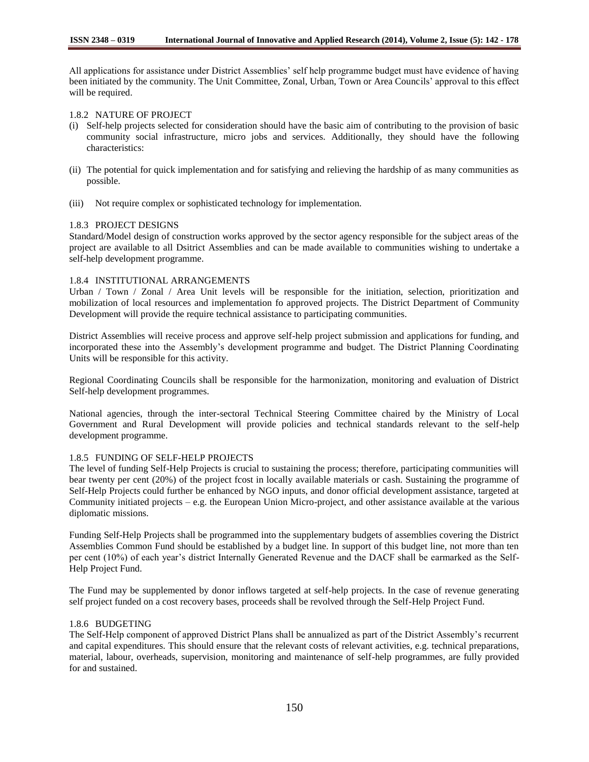All applications for assistance under District Assemblies' self help programme budget must have evidence of having been initiated by the community. The Unit Committee, Zonal, Urban, Town or Area Councils' approval to this effect will be required.

#### 1.8.2 NATURE OF PROJECT

(i) Self-help projects selected for consideration should have the basic aim of contributing to the provision of basic community social infrastructure, micro jobs and services. Additionally, they should have the following characteristics:

(ii) The potential for quick implementation and for satisfying and relieving the hardship of as many communities as possible.

(iii) Not require complex or sophisticated technology for implementation.

#### 1.8.3 PROJECT DESIGNS

Standard/Model design of construction works approved by the sector agency responsible for the subject areas of the project are available to all Dsitrict Assemblies and can be made available to communities wishing to undertake a self-help development programme.

#### 1.8.4 INSTITUTIONAL ARRANGEMENTS

Urban / Town / Zonal / Area Unit levels will be responsible for the initiation, selection, prioritization and mobilization of local resources and implementation fo approved projects. The District Department of Community Development will provide the require technical assistance to participating communities.

District Assemblies will receive process and approve self-help project submission and applications for funding, and incorporated these into the Assembly's development programme and budget. The District Planning Coordinating Units will be responsible for this activity.

Regional Coordinating Councils shall be responsible for the harmonization, monitoring and evaluation of District Self-help development programmes.

National agencies, through the inter-sectoral Technical Steering Committee chaired by the Ministry of Local Government and Rural Development will provide policies and technical standards relevant to the self-help development programme.

#### 1.8.5 FUNDING OF SELF-HELP PROJECTS

The level of funding Self-Help Projects is crucial to sustaining the process; therefore, participating communities will bear twenty per cent (20%) of the project fcost in locally available materials or cash. Sustaining the programme of Self-Help Projects could further be enhanced by NGO inputs, and donor official development assistance, targeted at Community initiated projects – e.g. the European Union Micro-project, and other assistance available at the various diplomatic missions.

Funding Self-Help Projects shall be programmed into the supplementary budgets of assemblies covering the District Assemblies Common Fund should be established by a budget line. In support of this budget line, not more than ten per cent (10%) of each year's district Internally Generated Revenue and the DACF shall be earmarked as the Self-Help Project Fund.

The Fund may be supplemented by donor inflows targeted at self-help projects. In the case of revenue generating self project funded on a cost recovery bases, proceeds shall be revolved through the Self-Help Project Fund.

#### 1.8.6 BUDGETING

The Self-Help component of approved District Plans shall be annualized as part of the District Assembly's recurrent and capital expenditures. This should ensure that the relevant costs of relevant activities, e.g. technical preparations, material, labour, overheads, supervision, monitoring and maintenance of self-help programmes, are fully provided for and sustained.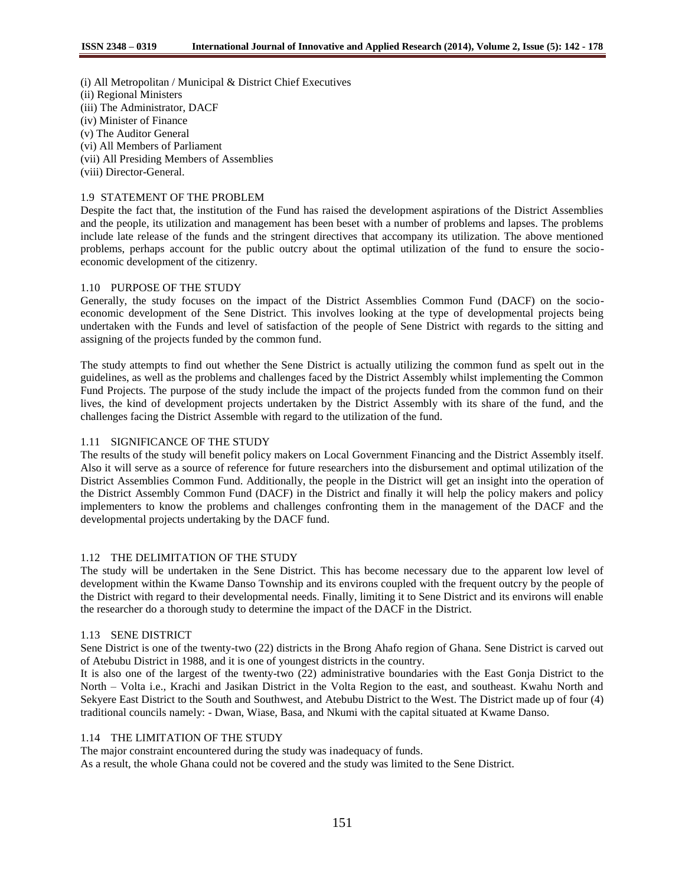(i) All Metropolitan / Municipal & District Chief Executives
(ii) Regional Ministers
(iii) The Administrator, DACF
(iv) Minister of Finance
(v) The Auditor General
(vi) All Members of Parliament
(vii) All Presiding Members of Assemblies
(viii) Director-General.

## 1.9 STATEMENT OF THE PROBLEM

Despite the fact that, the institution of the Fund has raised the development aspirations of the District Assemblies and the people, its utilization and management has been beset with a number of problems and lapses. The problems include late release of the funds and the stringent directives that accompany its utilization. The above mentioned problems, perhaps account for the public outcry about the optimal utilization of the fund to ensure the socio-economic development of the citizenry.

## 1.10 PURPOSE OF THE STUDY

Generally, the study focuses on the impact of the District Assemblies Common Fund (DACF) on the socio-economic development of the Sene District. This involves looking at the type of developmental projects being undertaken with the Funds and level of satisfaction of the people of Sene District with regards to the sitting and assigning of the projects funded by the common fund.

The study attempts to find out whether the Sene District is actually utilizing the common fund as spelt out in the guidelines, as well as the problems and challenges faced by the District Assembly whilst implementing the Common Fund Projects. The purpose of the study include the impact of the projects funded from the common fund on their lives, the kind of development projects undertaken by the District Assembly with its share of the fund, and the challenges facing the District Assemble with regard to the utilization of the fund.

## 1.11 SIGNIFICANCE OF THE STUDY

The results of the study will benefit policy makers on Local Government Financing and the District Assembly itself. Also it will serve as a source of reference for future researchers into the disbursement and optimal utilization of the District Assemblies Common Fund. Additionally, the people in the District will get an insight into the operation of the District Assembly Common Fund (DACF) in the District and finally it will help the policy makers and policy implementers to know the problems and challenges confronting them in the management of the DACF and the developmental projects undertaking by the DACF fund.

## 1.12 THE DELIMITATION OF THE STUDY

The study will be undertaken in the Sene District. This has become necessary due to the apparent low level of development within the Kwame Danso Township and its environs coupled with the frequent outcry by the people of the District with regard to their developmental needs. Finally, limiting it to Sene District and its environs will enable the researcher do a thorough study to determine the impact of the DACF in the District.

## 1.13 SENE DISTRICT

Sene District is one of the twenty-two (22) districts in the Brong Ahafo region of Ghana. Sene District is carved out of Atebubu District in 1988, and it is one of youngest districts in the country.

It is also one of the largest of the twenty-two (22) administrative boundaries with the East Gonja District to the North – Volta i.e., Krachi and Jasikan District in the Volta Region to the east, and southeast. Kwahu North and Sekyere East District to the South and Southwest, and Atebubu District to the West. The District made up of four (4) traditional councils namely: - Dwan, Wiase, Basa, and Nkumi with the capital situated at Kwame Danso.

## 1.14 THE LIMITATION OF THE STUDY

The major constraint encountered during the study was inadequacy of funds.

As a result, the whole Ghana could not be covered and the study was limited to the Sene District.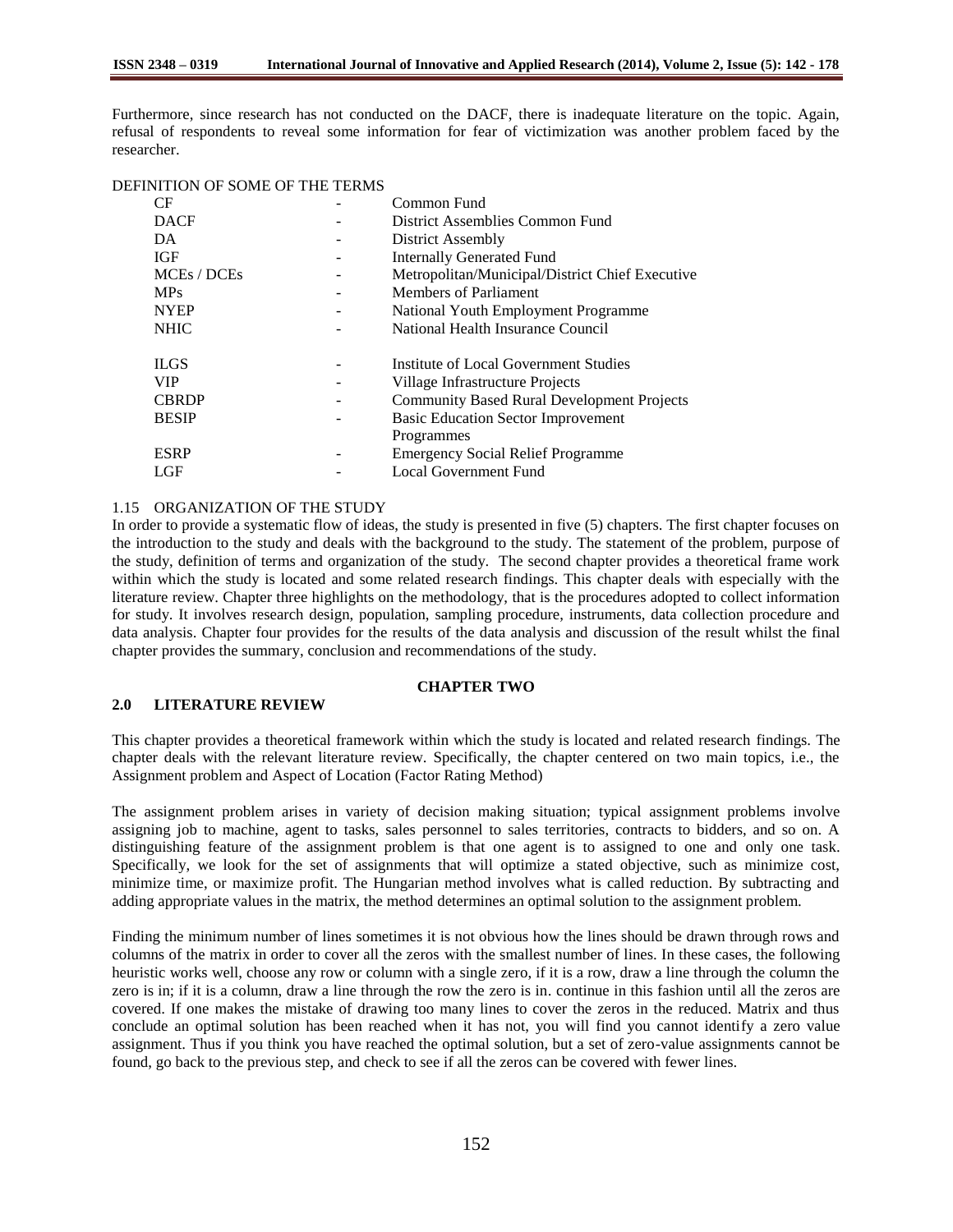Furthermore, since research has not conducted on the DACF, there is inadequate literature on the topic. Again, refusal of respondents to reveal some information for fear of victimization was another problem faced by the researcher.

DEFINITION OF SOME OF THE TERMS

| | | |
|---|---|---|
| CF | - | Common Fund |
| DACF | - | District Assemblies Common Fund |
| DA | - | District Assembly |
| IGF | - | Internally Generated Fund |
| MCEs / DCEs | - | Metropolitan/Municipal/District Chief Executive |
| MPs | - | Members of Parliament |
| NYEP | - | National Youth Employment Programme |
| NHIC | - | National Health Insurance Council |
| ILGS | - | Institute of Local Government Studies |
| VIP | - | Village Infrastructure Projects |
| CBRDP | - | Community Based Rural Development Projects |
| BESIP | - | Basic Education Sector Improvement Programmes |
| ESRP | - | Emergency Social Relief Programme |
| LGF | - | Local Government Fund |

1.15 ORGANIZATION OF THE STUDY

In order to provide a systematic flow of ideas, the study is presented in five (5) chapters. The first chapter focuses on the introduction to the study and deals with the background to the study. The statement of the problem, purpose of the study, definition of terms and organization of the study. The second chapter provides a theoretical frame work within which the study is located and some related research findings. This chapter deals with especially with the literature review. Chapter three highlights on the methodology, that is the procedures adopted to collect information for study. It involves research design, population, sampling procedure, instruments, data collection procedure and data analysis. Chapter four provides for the results of the data analysis and discussion of the result whilst the final chapter provides the summary, conclusion and recommendations of the study.

# CHAPTER TWO

## 2.0 LITERATURE REVIEW

This chapter provides a theoretical framework within which the study is located and related research findings. The chapter deals with the relevant literature review. Specifically, the chapter centered on two main topics, i.e., the Assignment problem and Aspect of Location (Factor Rating Method)

The assignment problem arises in variety of decision making situation; typical assignment problems involve assigning job to machine, agent to tasks, sales personnel to sales territories, contracts to bidders, and so on. A distinguishing feature of the assignment problem is that one agent is to assigned to one and only one task. Specifically, we look for the set of assignments that will optimize a stated objective, such as minimize cost, minimize time, or maximize profit. The Hungarian method involves what is called reduction. By subtracting and adding appropriate values in the matrix, the method determines an optimal solution to the assignment problem.

Finding the minimum number of lines sometimes it is not obvious how the lines should be drawn through rows and columns of the matrix in order to cover all the zeros with the smallest number of lines. In these cases, the following heuristic works well, choose any row or column with a single zero, if it is a row, draw a line through the column the zero is in; if it is a column, draw a line through the row the zero is in. continue in this fashion until all the zeros are covered. If one makes the mistake of drawing too many lines to cover the zeros in the reduced. Matrix and thus conclude an optimal solution has been reached when it has not, you will find you cannot identify a zero value assignment. Thus if you think you have reached the optimal solution, but a set of zero-value assignments cannot be found, go back to the previous step, and check to see if all the zeros can be covered with fewer lines.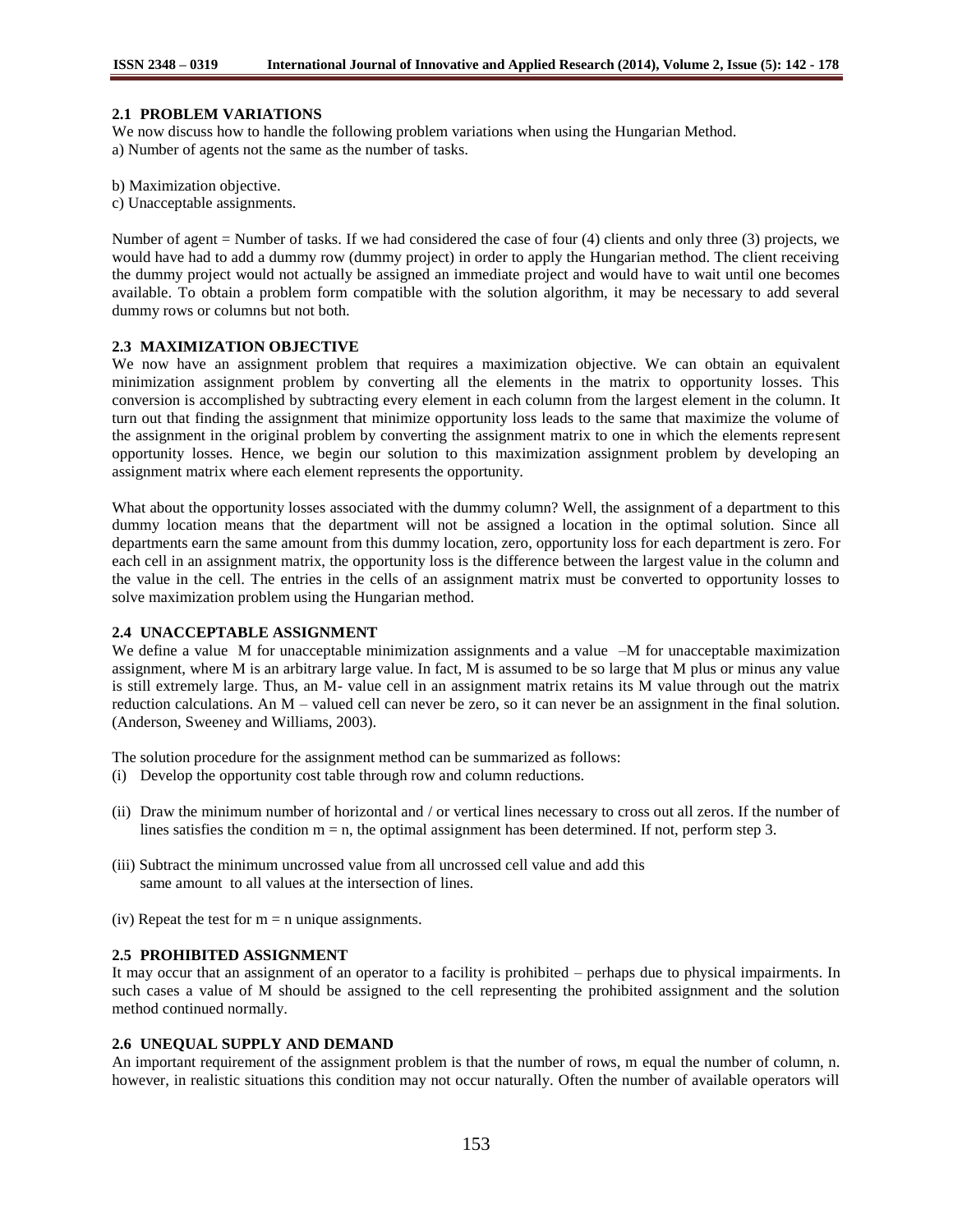### 2.1 PROBLEM VARIATIONS

We now discuss how to handle the following problem variations when using the Hungarian Method.

a) Number of agents not the same as the number of tasks.

b) Maximization objective.

c) Unacceptable assignments.

Number of agent = Number of tasks. If we had considered the case of four (4) clients and only three (3) projects, we would have had to add a dummy row (dummy project) in order to apply the Hungarian method. The client receiving the dummy project would not actually be assigned an immediate project and would have to wait until one becomes available. To obtain a problem form compatible with the solution algorithm, it may be necessary to add several dummy rows or columns but not both.

### 2.3 MAXIMIZATION OBJECTIVE

We now have an assignment problem that requires a maximization objective. We can obtain an equivalent minimization assignment problem by converting all the elements in the matrix to opportunity losses. This conversion is accomplished by subtracting every element in each column from the largest element in the column. It turn out that finding the assignment that minimize opportunity loss leads to the same that maximize the volume of the assignment in the original problem by converting the assignment matrix to one in which the elements represent opportunity losses. Hence, we begin our solution to this maximization assignment problem by developing an assignment matrix where each element represents the opportunity.

What about the opportunity losses associated with the dummy column? Well, the assignment of a department to this dummy location means that the department will not be assigned a location in the optimal solution. Since all departments earn the same amount from this dummy location, zero, opportunity loss for each department is zero. For each cell in an assignment matrix, the opportunity loss is the difference between the largest value in the column and the value in the cell. The entries in the cells of an assignment matrix must be converted to opportunity losses to solve maximization problem using the Hungarian method.

### 2.4 UNACCEPTABLE ASSIGNMENT

We define a value M for unacceptable minimization assignments and a value –M for unacceptable maximization assignment, where M is an arbitrary large value. In fact, M is assumed to be so large that M plus or minus any value is still extremely large. Thus, an M- value cell in an assignment matrix retains its M value through out the matrix reduction calculations. An M – valued cell can never be zero, so it can never be an assignment in the final solution. (Anderson, Sweeney and Williams, 2003).

The solution procedure for the assignment method can be summarized as follows:

(i) Develop the opportunity cost table through row and column reductions.

(ii) Draw the minimum number of horizontal and / or vertical lines necessary to cross out all zeros. If the number of lines satisfies the condition $m = n$, the optimal assignment has been determined. If not, perform step 3.

(iii) Subtract the minimum uncrossed value from all uncrossed cell value and add this same amount to all values at the intersection of lines.

(iv) Repeat the test for $m = n$ unique assignments.

### 2.5 PROHIBITED ASSIGNMENT

It may occur that an assignment of an operator to a facility is prohibited – perhaps due to physical impairments. In such cases a value of M should be assigned to the cell representing the prohibited assignment and the solution method continued normally.

### 2.6 UNEQUAL SUPPLY AND DEMAND

An important requirement of the assignment problem is that the number of rows, m equal the number of column, n. however, in realistic situations this condition may not occur naturally. Often the number of available operators will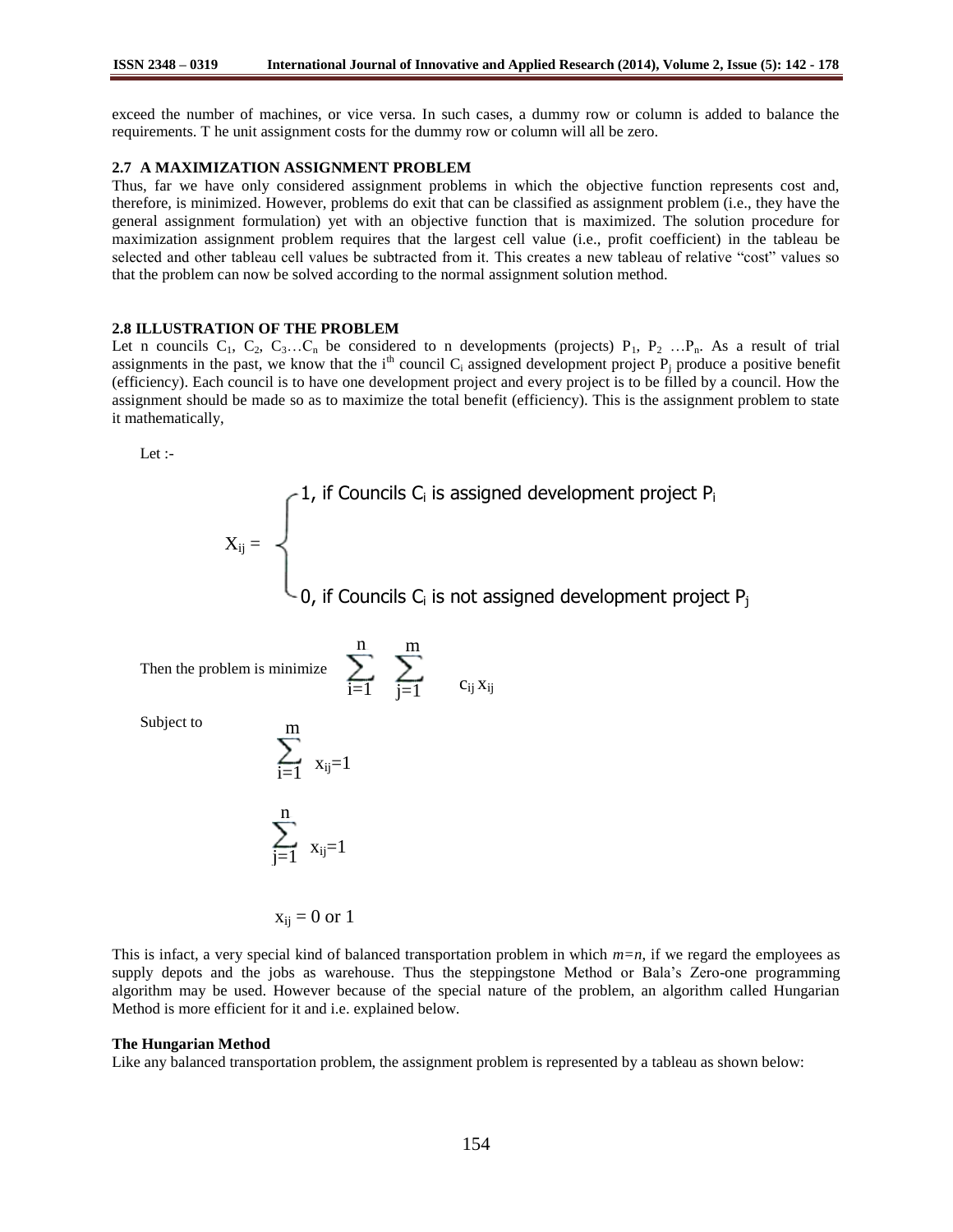exceed the number of machines, or vice versa. In such cases, a dummy row or column is added to balance the requirements. T he unit assignment costs for the dummy row or column will all be zero.

### 2.7 A MAXIMIZATION ASSIGNMENT PROBLEM

Thus, far we have only considered assignment problems in which the objective function represents cost and, therefore, is minimized. However, problems do exit that can be classified as assignment problem (i.e., they have the general assignment formulation) yet with an objective function that is maximized. The solution procedure for maximization assignment problem requires that the largest cell value (i.e., profit coefficient) in the tableau be selected and other tableau cell values be subtracted from it. This creates a new tableau of relative "cost" values so that the problem can now be solved according to the normal assignment solution method.

### 2.8 ILLUSTRATION OF THE PROBLEM

Let n councils $C_1$, $C_2$, $C_3$…$C_n$ be considered to n developments (projects) $P_1$, $P_2$ …$P_n$. As a result of trial assignments in the past, we know that the $i^{th}$ council $C_i$ assigned development project $P_j$ produce a positive benefit (efficiency). Each council is to have one development project and every project is to be filled by a council. How the assignment should be made so as to maximize the total benefit (efficiency). This is the assignment problem to state it mathematically,

Let :-

$$X_{ij} = \begin{cases} 1, \text{ if Councils } C_i \text{ is assigned development project } P_i \\ 0, \text{ if Councils } C_i \text{ is not assigned development project } P_j \end{cases}$$

Then the problem is minimize $\displaystyle\sum_{i=1}^{n} \sum_{j=1}^{m} c_{ij}\, x_{ij}$

Subject to

$$\sum_{i=1}^{m} x_{ij}=1$$

$$\sum_{j=1}^{n} x_{ij}=1$$

$$x_{ij} = 0 \text{ or } 1$$

This is infact, a very special kind of balanced transportation problem in which $m=n$, if we regard the employees as supply depots and the jobs as warehouse. Thus the steppingstone Method or Bala's Zero-one programming algorithm may be used. However because of the special nature of the problem, an algorithm called Hungarian Method is more efficient for it and i.e. explained below.

**The Hungarian Method**

Like any balanced transportation problem, the assignment problem is represented by a tableau as shown below: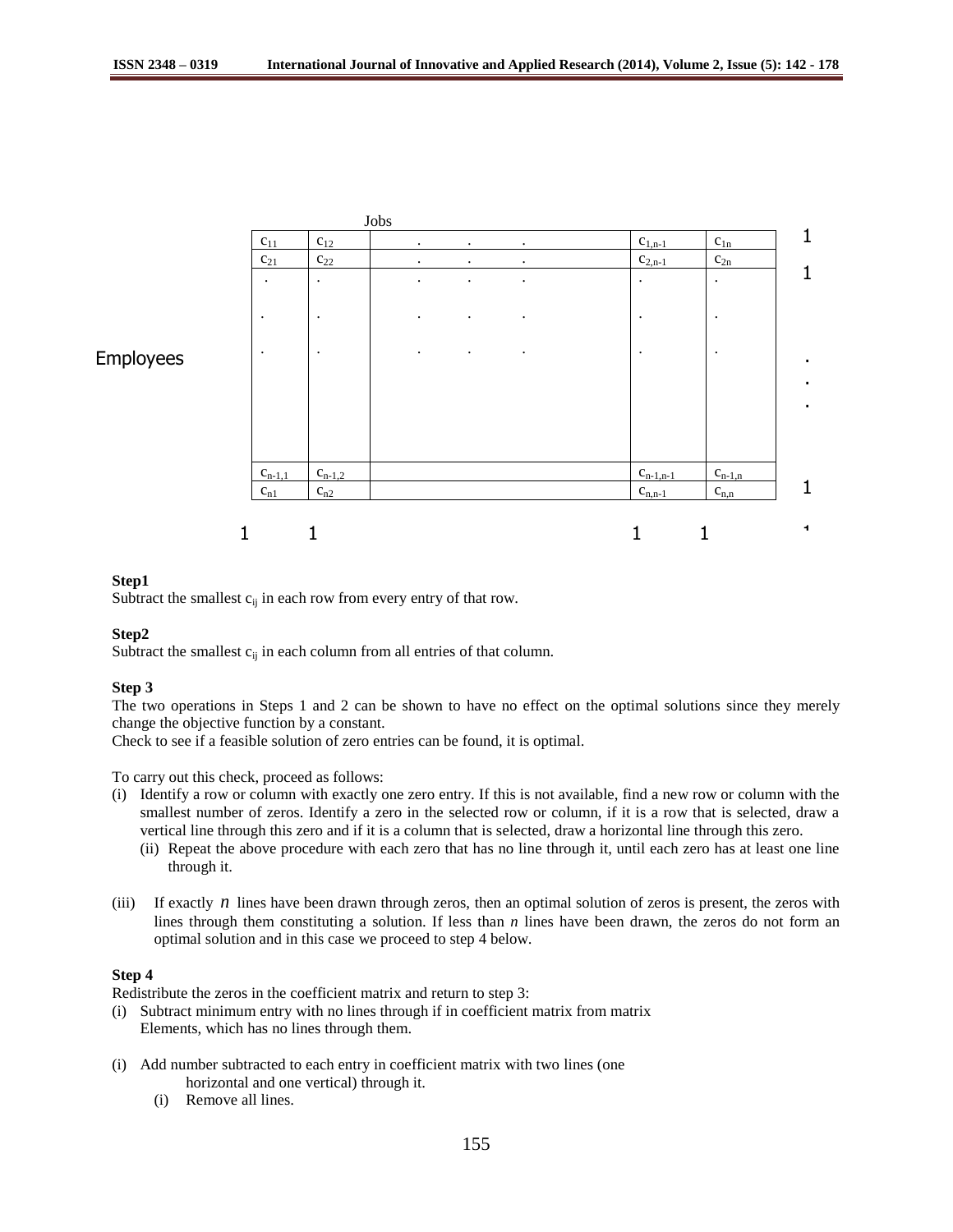Jobs

| Employees | | | | | | | | |
|---|---|---|---|---|---|---|---|---|
| | $c_{11}$ | $c_{12}$ | . | . | . | $c_{1,n-1}$ | $c_{1n}$ | 1 |
| | $c_{21}$ | $c_{22}$ | . | . | . | $c_{2,n-1}$ | $c_{2n}$ | 1 |
| | . | . | . | . | . | . | . | |
| | . | . | . | . | . | . | . | |
| | . | . | . | . | . | . | . | . |
| | $c_{n-1,1}$ | $c_{n-1,2}$ | | | | $c_{n-1,n-1}$ | $c_{n-1,n}$ | |
| | $c_{n1}$ | $c_{n2}$ | | | | $c_{n,n-1}$ | $c_{n,n}$ | 1 |
| | 1 | 1 | | | | 1 | 1 | |

**Step1**

Subtract the smallest $c_{ij}$ in each row from every entry of that row.

**Step2**

Subtract the smallest $c_{ij}$ in each column from all entries of that column.

**Step 3**

The two operations in Steps 1 and 2 can be shown to have no effect on the optimal solutions since they merely change the objective function by a constant.

Check to see if a feasible solution of zero entries can be found, it is optimal.

To carry out this check, proceed as follows:

(i) Identify a row or column with exactly one zero entry. If this is not available, find a new row or column with the smallest number of zeros. Identify a zero in the selected row or column, if it is a row that is selected, draw a vertical line through this zero and if it is a column that is selected, draw a horizontal line through this zero.

(ii) Repeat the above procedure with each zero that has no line through it, until each zero has at least one line through it.

(iii) If exactly $n$ lines have been drawn through zeros, then an optimal solution of zeros is present, the zeros with lines through them constituting a solution. If less than $n$ lines have been drawn, the zeros do not form an optimal solution and in this case we proceed to step 4 below.

**Step 4**

Redistribute the zeros in the coefficient matrix and return to step 3:

(i) Subtract minimum entry with no lines through if in coefficient matrix from matrix Elements, which has no lines through them.

(i) Add number subtracted to each entry in coefficient matrix with two lines (one horizontal and one vertical) through it.

(i) Remove all lines.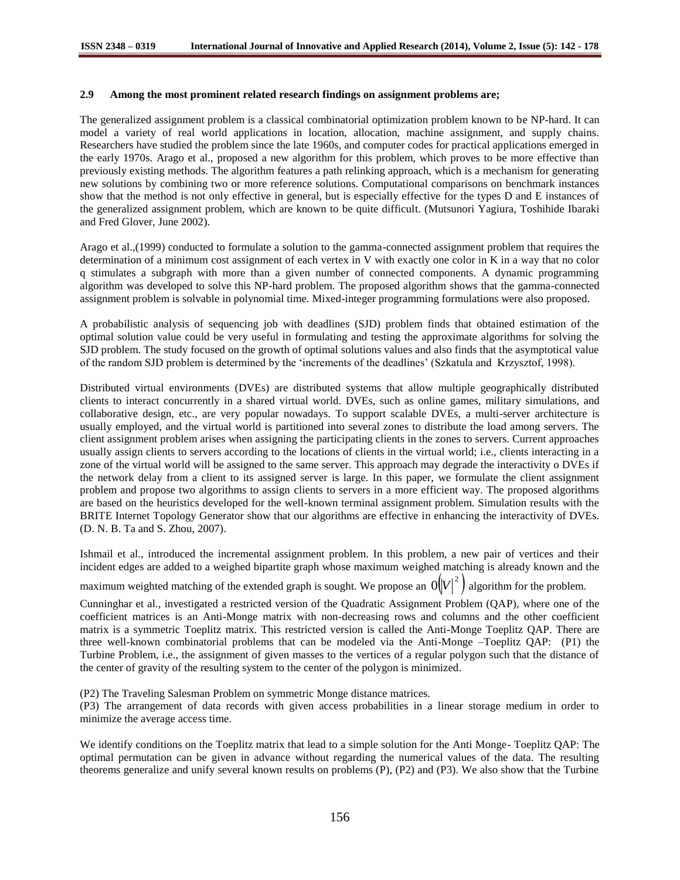### 2.9 Among the most prominent related research findings on assignment problems are;

The generalized assignment problem is a classical combinatorial optimization problem known to be NP-hard. It can model a variety of real world applications in location, allocation, machine assignment, and supply chains. Researchers have studied the problem since the late 1960s, and computer codes for practical applications emerged in the early 1970s. Arago et al., proposed a new algorithm for this problem, which proves to be more effective than previously existing methods. The algorithm features a path relinking approach, which is a mechanism for generating new solutions by combining two or more reference solutions. Computational comparisons on benchmark instances show that the method is not only effective in general, but is especially effective for the types D and E instances of the generalized assignment problem, which are known to be quite difficult. (Mutsunori Yagiura, Toshihide Ibaraki and Fred Glover, June 2002).

Arago et al.,(1999) conducted to formulate a solution to the gamma-connected assignment problem that requires the determination of a minimum cost assignment of each vertex in V with exactly one color in K in a way that no color q stimulates a subgraph with more than a given number of connected components. A dynamic programming algorithm was developed to solve this NP-hard problem. The proposed algorithm shows that the gamma-connected assignment problem is solvable in polynomial time. Mixed-integer programming formulations were also proposed.

A probabilistic analysis of sequencing job with deadlines (SJD) problem finds that obtained estimation of the optimal solution value could be very useful in formulating and testing the approximate algorithms for solving the SJD problem. The study focused on the growth of optimal solutions values and also finds that the asymptotical value of the random SJD problem is determined by the 'increments of the deadlines' (Szkatula and Krzysztof, 1998).

Distributed virtual environments (DVEs) are distributed systems that allow multiple geographically distributed clients to interact concurrently in a shared virtual world. DVEs, such as online games, military simulations, and collaborative design, etc., are very popular nowadays. To support scalable DVEs, a multi-server architecture is usually employed, and the virtual world is partitioned into several zones to distribute the load among servers. The client assignment problem arises when assigning the participating clients in the zones to servers. Current approaches usually assign clients to servers according to the locations of clients in the virtual world; i.e., clients interacting in a zone of the virtual world will be assigned to the same server. This approach may degrade the interactivity o DVEs if the network delay from a client to its assigned server is large. In this paper, we formulate the client assignment problem and propose two algorithms to assign clients to servers in a more efficient way. The proposed algorithms are based on the heuristics developed for the well-known terminal assignment problem. Simulation results with the BRITE Internet Topology Generator show that our algorithms are effective in enhancing the interactivity of DVEs. (D. N. B. Ta and S. Zhou, 2007).

Ishmail et al., introduced the incremental assignment problem. In this problem, a new pair of vertices and their incident edges are added to a weighed bipartite graph whose maximum weighed matching is already known and the maximum weighted matching of the extended graph is sought. We propose an $0\left(|V|^2\right)$ algorithm for the problem.

Cunninghar et al., investigated a restricted version of the Quadratic Assignment Problem (QAP), where one of the coefficient matrices is an Anti-Monge matrix with non-decreasing rows and columns and the other coefficient matrix is a symmetric Toeplitz matrix. This restricted version is called the Anti-Monge Toeplitz QAP. There are three well-known combinatorial problems that can be modeled via the Anti-Monge –Toeplitz QAP: (P1) the Turbine Problem, i.e., the assignment of given masses to the vertices of a regular polygon such that the distance of the center of gravity of the resulting system to the center of the polygon is minimized.

(P2) The Traveling Salesman Problem on symmetric Monge distance matrices.
(P3) The arrangement of data records with given access probabilities in a linear storage medium in order to minimize the average access time.

We identify conditions on the Toeplitz matrix that lead to a simple solution for the Anti Monge- Toeplitz QAP: The optimal permutation can be given in advance without regarding the numerical values of the data. The resulting theorems generalize and unify several known results on problems (P), (P2) and (P3). We also show that the Turbine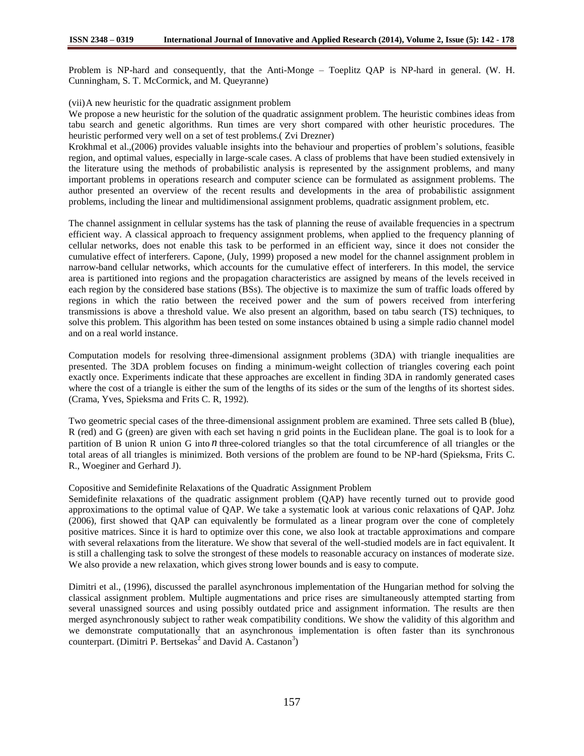Problem is NP-hard and consequently, that the Anti-Monge – Toeplitz QAP is NP-hard in general. (W. H. Cunningham, S. T. McCormick, and M. Queyranne)

(vii) A new heuristic for the quadratic assignment problem

We propose a new heuristic for the solution of the quadratic assignment problem. The heuristic combines ideas from tabu search and genetic algorithms. Run times are very short compared with other heuristic procedures. The heuristic performed very well on a set of test problems.( Zvi Drezner)

Krokhmal et al.,(2006) provides valuable insights into the behaviour and properties of problem's solutions, feasible region, and optimal values, especially in large-scale cases. A class of problems that have been studied extensively in the literature using the methods of probabilistic analysis is represented by the assignment problems, and many important problems in operations research and computer science can be formulated as assignment problems. The author presented an overview of the recent results and developments in the area of probabilistic assignment problems, including the linear and multidimensional assignment problems, quadratic assignment problem, etc.

The channel assignment in cellular systems has the task of planning the reuse of available frequencies in a spectrum efficient way. A classical approach to frequency assignment problems, when applied to the frequency planning of cellular networks, does not enable this task to be performed in an efficient way, since it does not consider the cumulative effect of interferers. Capone, (July, 1999) proposed a new model for the channel assignment problem in narrow-band cellular networks, which accounts for the cumulative effect of interferers. In this model, the service area is partitioned into regions and the propagation characteristics are assigned by means of the levels received in each region by the considered base stations (BSs). The objective is to maximize the sum of traffic loads offered by regions in which the ratio between the received power and the sum of powers received from interfering transmissions is above a threshold value. We also present an algorithm, based on tabu search (TS) techniques, to solve this problem. This algorithm has been tested on some instances obtained b using a simple radio channel model and on a real world instance.

Computation models for resolving three-dimensional assignment problems (3DA) with triangle inequalities are presented. The 3DA problem focuses on finding a minimum-weight collection of triangles covering each point exactly once. Experiments indicate that these approaches are excellent in finding 3DA in randomly generated cases where the cost of a triangle is either the sum of the lengths of its sides or the sum of the lengths of its shortest sides. (Crama, Yves, Spieksma and Frits C. R, 1992).

Two geometric special cases of the three-dimensional assignment problem are examined. Three sets called B (blue), R (red) and G (green) are given with each set having n grid points in the Euclidean plane. The goal is to look for a partition of B union R union G into $n$ three-colored triangles so that the total circumference of all triangles or the total areas of all triangles is minimized. Both versions of the problem are found to be NP-hard (Spieksma, Frits C. R., Woeginer and Gerhard J).

Copositive and Semidefinite Relaxations of the Quadratic Assignment Problem

Semidefinite relaxations of the quadratic assignment problem (QAP) have recently turned out to provide good approximations to the optimal value of QAP. We take a systematic look at various conic relaxations of QAP. Johz (2006), first showed that QAP can equivalently be formulated as a linear program over the cone of completely positive matrices. Since it is hard to optimize over this cone, we also look at tractable approximations and compare with several relaxations from the literature. We show that several of the well-studied models are in fact equivalent. It is still a challenging task to solve the strongest of these models to reasonable accuracy on instances of moderate size. We also provide a new relaxation, which gives strong lower bounds and is easy to compute.

Dimitri et al., (1996), discussed the parallel asynchronous implementation of the Hungarian method for solving the classical assignment problem. Multiple augmentations and price rises are simultaneously attempted starting from several unassigned sources and using possibly outdated price and assignment information. The results are then merged asynchronously subject to rather weak compatibility conditions. We show the validity of this algorithm and we demonstrate computationally that an asynchronous implementation is often faster than its synchronous counterpart. (Dimitri P. Bertsekas[2] and David A. Castanon[3])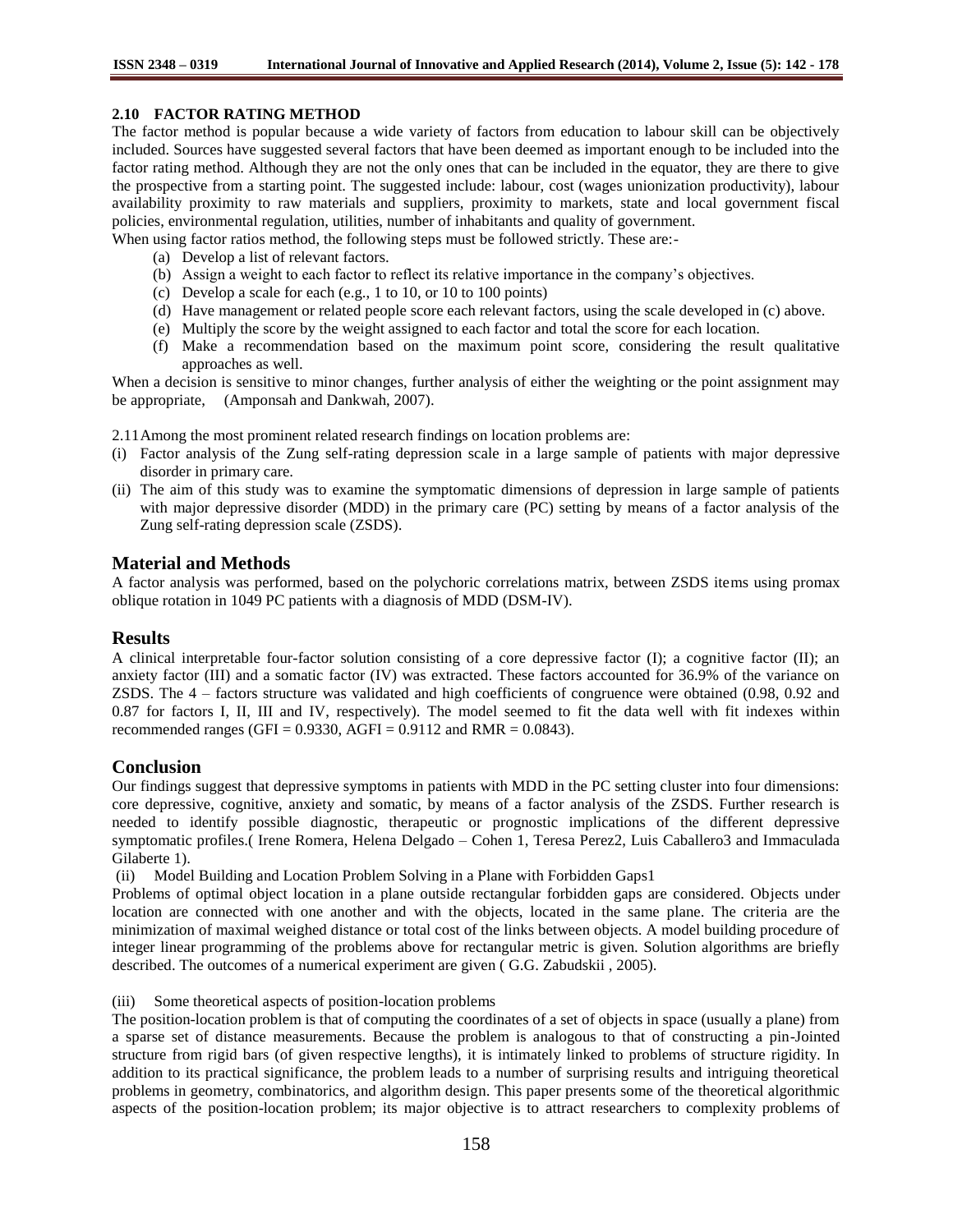### 2.10 FACTOR RATING METHOD

The factor method is popular because a wide variety of factors from education to labour skill can be objectively included. Sources have suggested several factors that have been deemed as important enough to be included into the factor rating method. Although they are not the only ones that can be included in the equator, they are there to give the prospective from a starting point. The suggested include: labour, cost (wages unionization productivity), labour availability proximity to raw materials and suppliers, proximity to markets, state and local government fiscal policies, environmental regulation, utilities, number of inhabitants and quality of government.

When using factor ratios method, the following steps must be followed strictly. These are:-

(a) Develop a list of relevant factors.
(b) Assign a weight to each factor to reflect its relative importance in the company's objectives.
(c) Develop a scale for each (e.g., 1 to 10, or 10 to 100 points)
(d) Have management or related people score each relevant factors, using the scale developed in (c) above.
(e) Multiply the score by the weight assigned to each factor and total the score for each location.
(f) Make a recommendation based on the maximum point score, considering the result qualitative approaches as well.

When a decision is sensitive to minor changes, further analysis of either the weighting or the point assignment may be appropriate, (Amponsah and Dankwah, 2007).

2.11 Among the most prominent related research findings on location problems are:

(i) Factor analysis of the Zung self-rating depression scale in a large sample of patients with major depressive disorder in primary care.
(ii) The aim of this study was to examine the symptomatic dimensions of depression in large sample of patients with major depressive disorder (MDD) in the primary care (PC) setting by means of a factor analysis of the Zung self-rating depression scale (ZSDS).

## Material and Methods

A factor analysis was performed, based on the polychoric correlations matrix, between ZSDS items using promax oblique rotation in 1049 PC patients with a diagnosis of MDD (DSM-IV).

## Results

A clinical interpretable four-factor solution consisting of a core depressive factor (I); a cognitive factor (II); an anxiety factor (III) and a somatic factor (IV) was extracted. These factors accounted for 36.9% of the variance on ZSDS. The 4 – factors structure was validated and high coefficients of congruence were obtained (0.98, 0.92 and 0.87 for factors I, II, III and IV, respectively). The model seemed to fit the data well with fit indexes within recommended ranges (GFI = 0.9330, AGFI = 0.9112 and RMR = 0.0843).

## Conclusion

Our findings suggest that depressive symptoms in patients with MDD in the PC setting cluster into four dimensions: core depressive, cognitive, anxiety and somatic, by means of a factor analysis of the ZSDS. Further research is needed to identify possible diagnostic, therapeutic or prognostic implications of the different depressive symptomatic profiles.( Irene Romera, Helena Delgado – Cohen 1, Teresa Perez2, Luis Caballero3 and Immaculada Gilaberte 1).

(ii) Model Building and Location Problem Solving in a Plane with Forbidden Gaps1

Problems of optimal object location in a plane outside rectangular forbidden gaps are considered. Objects under location are connected with one another and with the objects, located in the same plane. The criteria are the minimization of maximal weighed distance or total cost of the links between objects. A model building procedure of integer linear programming of the problems above for rectangular metric is given. Solution algorithms are briefly described. The outcomes of a numerical experiment are given ( G.G. Zabudskii , 2005).

(iii) Some theoretical aspects of position-location problems

The position-location problem is that of computing the coordinates of a set of objects in space (usually a plane) from a sparse set of distance measurements. Because the problem is analogous to that of constructing a pin-Jointed structure from rigid bars (of given respective lengths), it is intimately linked to problems of structure rigidity. In addition to its practical significance, the problem leads to a number of surprising results and intriguing theoretical problems in geometry, combinatorics, and algorithm design. This paper presents some of the theoretical algorithmic aspects of the position-location problem; its major objective is to attract researchers to complexity problems of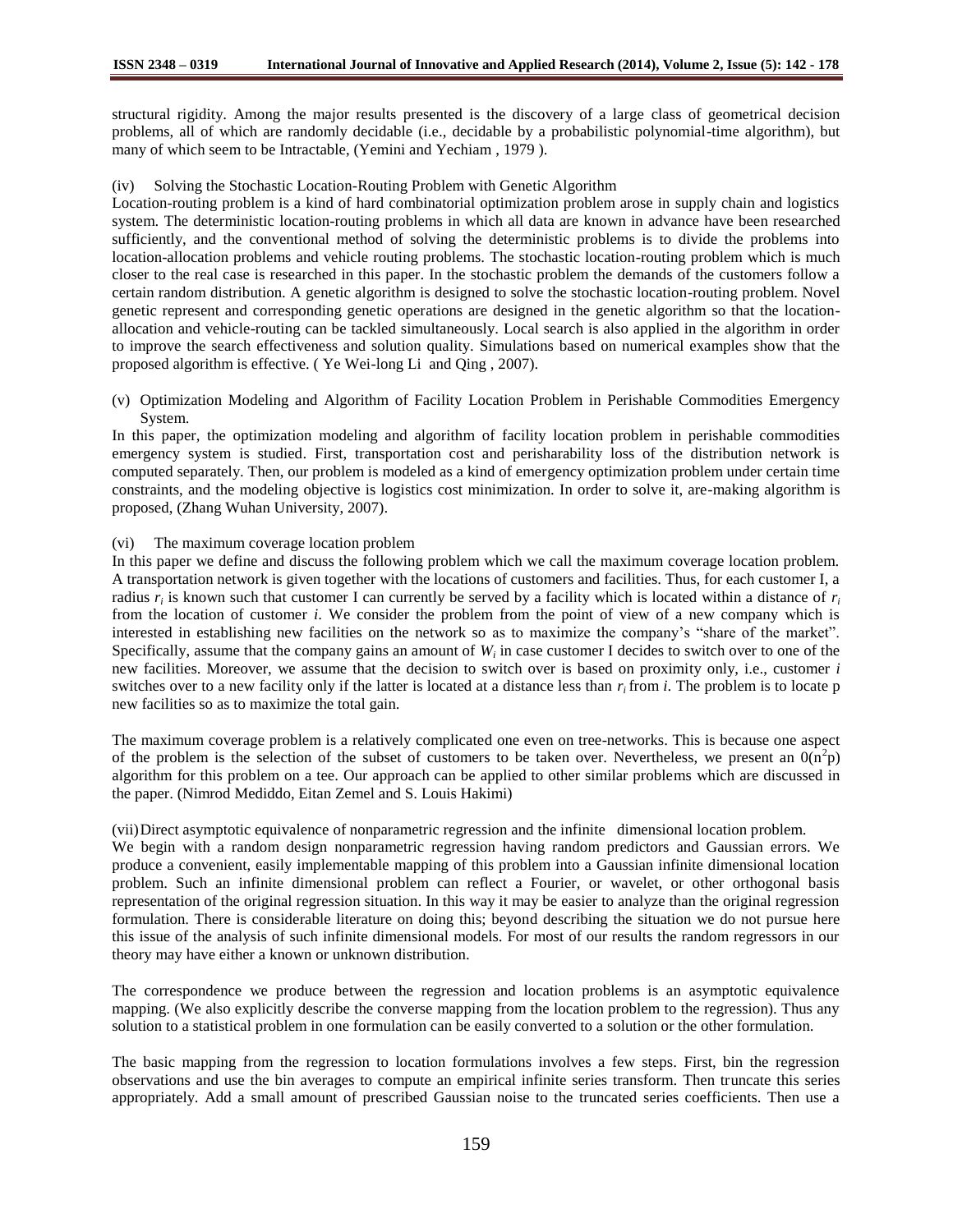structural rigidity. Among the major results presented is the discovery of a large class of geometrical decision problems, all of which are randomly decidable (i.e., decidable by a probabilistic polynomial-time algorithm), but many of which seem to be Intractable, (Yemini and Yechiam , 1979 ).

(iv) Solving the Stochastic Location-Routing Problem with Genetic Algorithm

Location-routing problem is a kind of hard combinatorial optimization problem arose in supply chain and logistics system. The deterministic location-routing problems in which all data are known in advance have been researched sufficiently, and the conventional method of solving the deterministic problems is to divide the problems into location-allocation problems and vehicle routing problems. The stochastic location-routing problem which is much closer to the real case is researched in this paper. In the stochastic problem the demands of the customers follow a certain random distribution. A genetic algorithm is designed to solve the stochastic location-routing problem. Novel genetic represent and corresponding genetic operations are designed in the genetic algorithm so that the location-allocation and vehicle-routing can be tackled simultaneously. Local search is also applied in the algorithm in order to improve the search effectiveness and solution quality. Simulations based on numerical examples show that the proposed algorithm is effective. ( Ye Wei-long Li and Qing , 2007).

(v) Optimization Modeling and Algorithm of Facility Location Problem in Perishable Commodities Emergency System.

In this paper, the optimization modeling and algorithm of facility location problem in perishable commodities emergency system is studied. First, transportation cost and perisharability loss of the distribution network is computed separately. Then, our problem is modeled as a kind of emergency optimization problem under certain time constraints, and the modeling objective is logistics cost minimization. In order to solve it, are-making algorithm is proposed, (Zhang Wuhan University, 2007).

(vi) The maximum coverage location problem

In this paper we define and discuss the following problem which we call the maximum coverage location problem. A transportation network is given together with the locations of customers and facilities. Thus, for each customer I, a radius $r_i$ is known such that customer I can currently be served by a facility which is located within a distance of $r_i$ from the location of customer *i*. We consider the problem from the point of view of a new company which is interested in establishing new facilities on the network so as to maximize the company's "share of the market". Specifically, assume that the company gains an amount of $W_i$ in case customer I decides to switch over to one of the new facilities. Moreover, we assume that the decision to switch over is based on proximity only, i.e., customer *i* switches over to a new facility only if the latter is located at a distance less than $r_i$ from *i*. The problem is to locate p new facilities so as to maximize the total gain.

The maximum coverage problem is a relatively complicated one even on tree-networks. This is because one aspect of the problem is the selection of the subset of customers to be taken over. Nevertheless, we present an $0(n^2p)$ algorithm for this problem on a tee. Our approach can be applied to other similar problems which are discussed in the paper. (Nimrod Mediddo, Eitan Zemel and S. Louis Hakimi)

(vii) Direct asymptotic equivalence of nonparametric regression and the infinite dimensional location problem.

We begin with a random design nonparametric regression having random predictors and Gaussian errors. We produce a convenient, easily implementable mapping of this problem into a Gaussian infinite dimensional location problem. Such an infinite dimensional problem can reflect a Fourier, or wavelet, or other orthogonal basis representation of the original regression situation. In this way it may be easier to analyze than the original regression formulation. There is considerable literature on doing this; beyond describing the situation we do not pursue here this issue of the analysis of such infinite dimensional models. For most of our results the random regressors in our theory may have either a known or unknown distribution.

The correspondence we produce between the regression and location problems is an asymptotic equivalence mapping. (We also explicitly describe the converse mapping from the location problem to the regression). Thus any solution to a statistical problem in one formulation can be easily converted to a solution or the other formulation.

The basic mapping from the regression to location formulations involves a few steps. First, bin the regression observations and use the bin averages to compute an empirical infinite series transform. Then truncate this series appropriately. Add a small amount of prescribed Gaussian noise to the truncated series coefficients. Then use a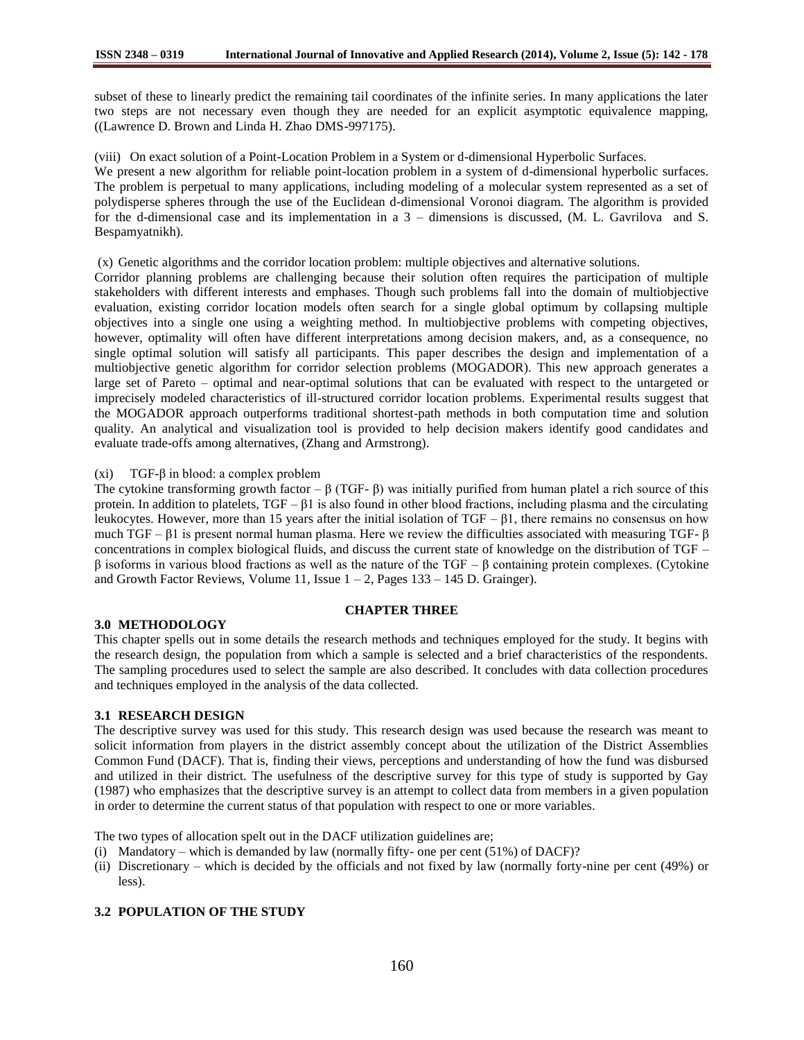subset of these to linearly predict the remaining tail coordinates of the infinite series. In many applications the later two steps are not necessary even though they are needed for an explicit asymptotic equivalence mapping, ((Lawrence D. Brown and Linda H. Zhao DMS-997175).

(viii) On exact solution of a Point-Location Problem in a System or d-dimensional Hyperbolic Surfaces.
We present a new algorithm for reliable point-location problem in a system of d-dimensional hyperbolic surfaces. The problem is perpetual to many applications, including modeling of a molecular system represented as a set of polydisperse spheres through the use of the Euclidean d-dimensional Voronoi diagram. The algorithm is provided for the d-dimensional case and its implementation in a 3 – dimensions is discussed, (M. L. Gavrilova and S. Bespamyatnikh).

(x) Genetic algorithms and the corridor location problem: multiple objectives and alternative solutions.
Corridor planning problems are challenging because their solution often requires the participation of multiple stakeholders with different interests and emphases. Though such problems fall into the domain of multiobjective evaluation, existing corridor location models often search for a single global optimum by collapsing multiple objectives into a single one using a weighting method. In multiobjective problems with competing objectives, however, optimality will often have different interpretations among decision makers, and, as a consequence, no single optimal solution will satisfy all participants. This paper describes the design and implementation of a multiobjective genetic algorithm for corridor selection problems (MOGADOR). This new approach generates a large set of Pareto – optimal and near-optimal solutions that can be evaluated with respect to the untargeted or imprecisely modeled characteristics of ill-structured corridor location problems. Experimental results suggest that the MOGADOR approach outperforms traditional shortest-path methods in both computation time and solution quality. An analytical and visualization tool is provided to help decision makers identify good candidates and evaluate trade-offs among alternatives, (Zhang and Armstrong).

(xi) TGF-β in blood: a complex problem
The cytokine transforming growth factor – β (TGF- β) was initially purified from human platel a rich source of this protein. In addition to platelets, TGF – β1 is also found in other blood fractions, including plasma and the circulating leukocytes. However, more than 15 years after the initial isolation of TGF – β1, there remains no consensus on how much TGF – β1 is present normal human plasma. Here we review the difficulties associated with measuring TGF- β concentrations in complex biological fluids, and discuss the current state of knowledge on the distribution of TGF – β isoforms in various blood fractions as well as the nature of the TGF – β containing protein complexes. (Cytokine and Growth Factor Reviews, Volume 11, Issue 1 – 2, Pages 133 – 145 D. Grainger).

# CHAPTER THREE

## 3.0 METHODOLOGY

This chapter spells out in some details the research methods and techniques employed for the study. It begins with the research design, the population from which a sample is selected and a brief characteristics of the respondents. The sampling procedures used to select the sample are also described. It concludes with data collection procedures and techniques employed in the analysis of the data collected.

## 3.1 RESEARCH DESIGN

The descriptive survey was used for this study. This research design was used because the research was meant to solicit information from players in the district assembly concept about the utilization of the District Assemblies Common Fund (DACF). That is, finding their views, perceptions and understanding of how the fund was disbursed and utilized in their district. The usefulness of the descriptive survey for this type of study is supported by Gay (1987) who emphasizes that the descriptive survey is an attempt to collect data from members in a given population in order to determine the current status of that population with respect to one or more variables.

The two types of allocation spelt out in the DACF utilization guidelines are;

(i) Mandatory – which is demanded by law (normally fifty- one per cent (51%) of DACF)?
(ii) Discretionary – which is decided by the officials and not fixed by law (normally forty-nine per cent (49%) or less).

## 3.2 POPULATION OF THE STUDY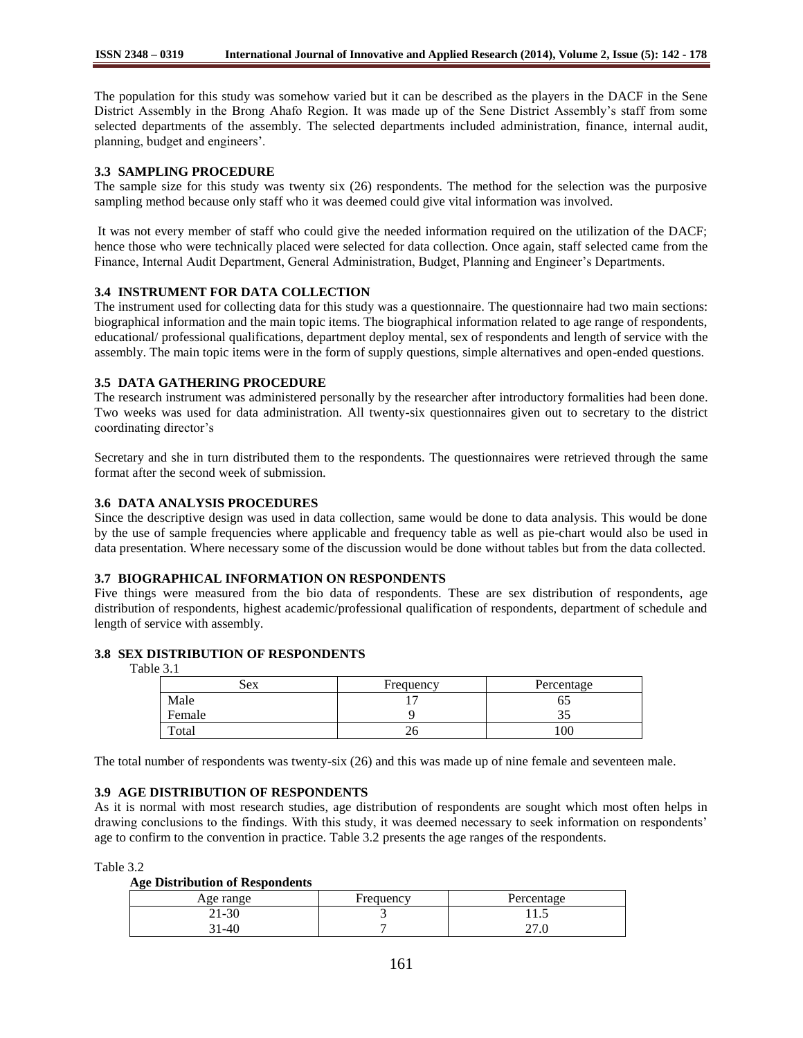The population for this study was somehow varied but it can be described as the players in the DACF in the Sene District Assembly in the Brong Ahafo Region. It was made up of the Sene District Assembly's staff from some selected departments of the assembly. The selected departments included administration, finance, internal audit, planning, budget and engineers'.

### 3.3 SAMPLING PROCEDURE

The sample size for this study was twenty six (26) respondents. The method for the selection was the purposive sampling method because only staff who it was deemed could give vital information was involved.

It was not every member of staff who could give the needed information required on the utilization of the DACF; hence those who were technically placed were selected for data collection. Once again, staff selected came from the Finance, Internal Audit Department, General Administration, Budget, Planning and Engineer's Departments.

### 3.4 INSTRUMENT FOR DATA COLLECTION

The instrument used for collecting data for this study was a questionnaire. The questionnaire had two main sections: biographical information and the main topic items. The biographical information related to age range of respondents, educational/ professional qualifications, department deploy mental, sex of respondents and length of service with the assembly. The main topic items were in the form of supply questions, simple alternatives and open-ended questions.

### 3.5 DATA GATHERING PROCEDURE

The research instrument was administered personally by the researcher after introductory formalities had been done. Two weeks was used for data administration. All twenty-six questionnaires given out to secretary to the district coordinating director's

Secretary and she in turn distributed them to the respondents. The questionnaires were retrieved through the same format after the second week of submission.

### 3.6 DATA ANALYSIS PROCEDURES

Since the descriptive design was used in data collection, same would be done to data analysis. This would be done by the use of sample frequencies where applicable and frequency table as well as pie-chart would also be used in data presentation. Where necessary some of the discussion would be done without tables but from the data collected.

### 3.7 BIOGRAPHICAL INFORMATION ON RESPONDENTS

Five things were measured from the bio data of respondents. These are sex distribution of respondents, age distribution of respondents, highest academic/professional qualification of respondents, department of schedule and length of service with assembly.

### 3.8 SEX DISTRIBUTION OF RESPONDENTS

Table 3.1

| Sex | Frequency | Percentage |
|---|---|---|
| Male | 17 | 65 |
| Female | 9 | 35 |
| Total | 26 | 100 |

The total number of respondents was twenty-six (26) and this was made up of nine female and seventeen male.

### 3.9 AGE DISTRIBUTION OF RESPONDENTS

As it is normal with most research studies, age distribution of respondents are sought which most often helps in drawing conclusions to the findings. With this study, it was deemed necessary to seek information on respondents' age to confirm to the convention in practice. Table 3.2 presents the age ranges of the respondents.

Table 3.2

**Age Distribution of Respondents**

| Age range | Frequency | Percentage |
|---|---|---|
| 21-30 | 3 | 11.5 |
| 31-40 | 7 | 27.0 |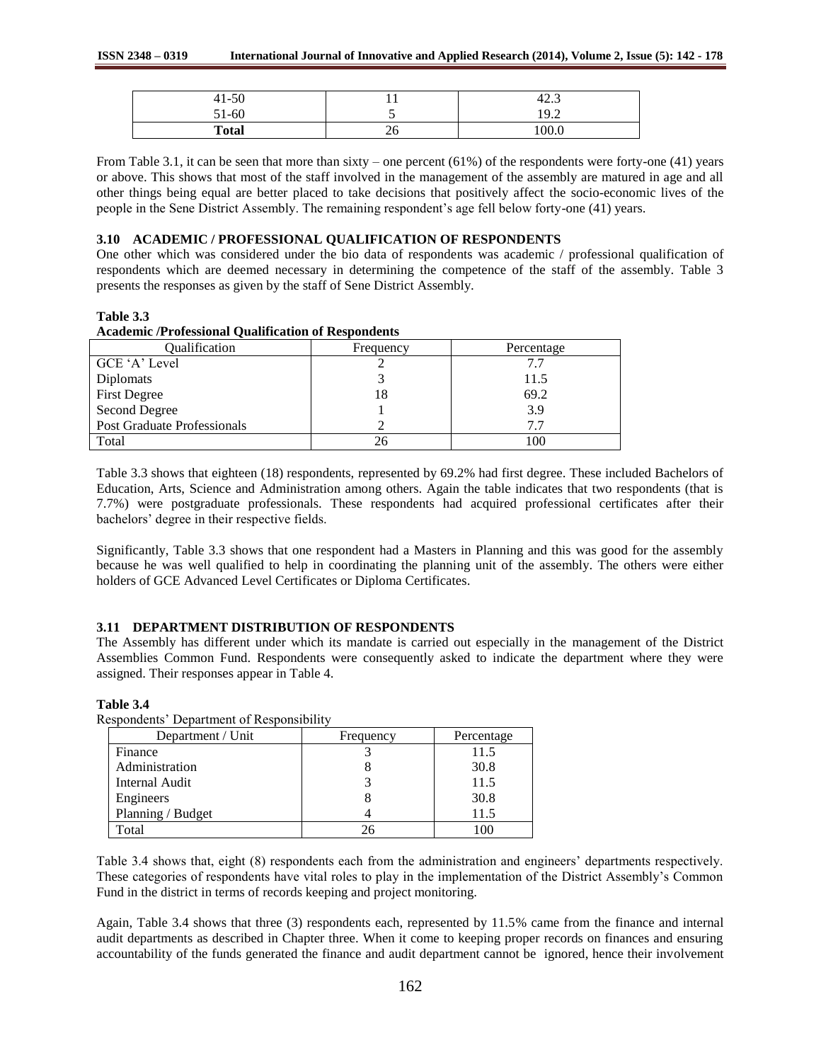| 41-50 | 11 | 42.3 |
|---|---|---|
| 51-60 | 5 | 19.2 |
| **Total** | 26 | 100.0 |

From Table 3.1, it can be seen that more than sixty – one percent (61%) of the respondents were forty-one (41) years or above. This shows that most of the staff involved in the management of the assembly are matured in age and all other things being equal are better placed to take decisions that positively affect the socio-economic lives of the people in the Sene District Assembly. The remaining respondent's age fell below forty-one (41) years.

### 3.10 ACADEMIC / PROFESSIONAL QUALIFICATION OF RESPONDENTS

One other which was considered under the bio data of respondents was academic / professional qualification of respondents which are deemed necessary in determining the competence of the staff of the assembly. Table 3 presents the responses as given by the staff of Sene District Assembly.

**Table 3.3**
**Academic /Professional Qualification of Respondents**

| Qualification | Frequency | Percentage |
|---|---|---|
| GCE 'A' Level | 2 | 7.7 |
| Diplomats | 3 | 11.5 |
| First Degree | 18 | 69.2 |
| Second Degree | 1 | 3.9 |
| Post Graduate Professionals | 2 | 7.7 |
| Total | 26 | 100 |

Table 3.3 shows that eighteen (18) respondents, represented by 69.2% had first degree. These included Bachelors of Education, Arts, Science and Administration among others. Again the table indicates that two respondents (that is 7.7%) were postgraduate professionals. These respondents had acquired professional certificates after their bachelors' degree in their respective fields.

Significantly, Table 3.3 shows that one respondent had a Masters in Planning and this was good for the assembly because he was well qualified to help in coordinating the planning unit of the assembly. The others were either holders of GCE Advanced Level Certificates or Diploma Certificates.

### 3.11 DEPARTMENT DISTRIBUTION OF RESPONDENTS

The Assembly has different under which its mandate is carried out especially in the management of the District Assemblies Common Fund. Respondents were consequently asked to indicate the department where they were assigned. Their responses appear in Table 4.

**Table 3.4**
Respondents' Department of Responsibility

| Department / Unit | Frequency | Percentage |
|---|---|---|
| Finance | 3 | 11.5 |
| Administration | 8 | 30.8 |
| Internal Audit | 3 | 11.5 |
| Engineers | 8 | 30.8 |
| Planning / Budget | 4 | 11.5 |
| Total | 26 | 100 |

Table 3.4 shows that, eight (8) respondents each from the administration and engineers' departments respectively. These categories of respondents have vital roles to play in the implementation of the District Assembly's Common Fund in the district in terms of records keeping and project monitoring.

Again, Table 3.4 shows that three (3) respondents each, represented by 11.5% came from the finance and internal audit departments as described in Chapter three. When it come to keeping proper records on finances and ensuring accountability of the funds generated the finance and audit department cannot be ignored, hence their involvement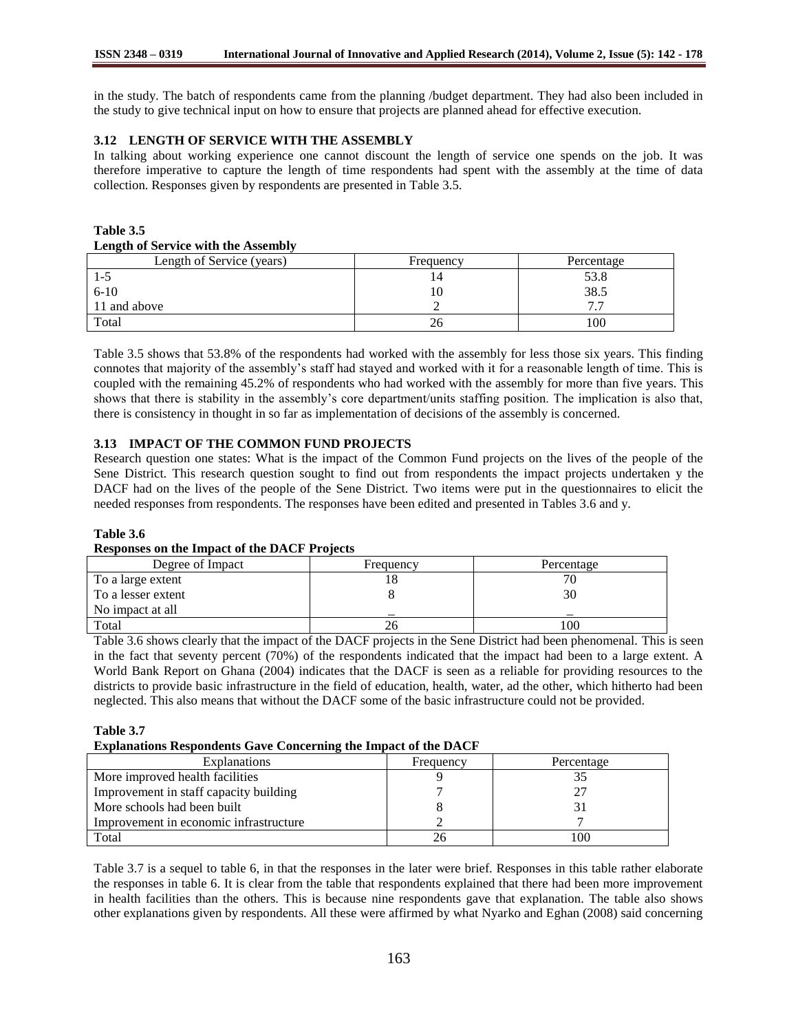in the study. The batch of respondents came from the planning /budget department. They had also been included in the study to give technical input on how to ensure that projects are planned ahead for effective execution.

### 3.12 LENGTH OF SERVICE WITH THE ASSEMBLY

In talking about working experience one cannot discount the length of service one spends on the job. It was therefore imperative to capture the length of time respondents had spent with the assembly at the time of data collection. Responses given by respondents are presented in Table 3.5.

**Table 3.5**
**Length of Service with the Assembly**

| Length of Service (years) | Frequency | Percentage |
|---|---|---|
| 1-5 | 14 | 53.8 |
| 6-10 | 10 | 38.5 |
| 11 and above | 2 | 7.7 |
| Total | 26 | 100 |

Table 3.5 shows that 53.8% of the respondents had worked with the assembly for less those six years. This finding connotes that majority of the assembly's staff had stayed and worked with it for a reasonable length of time. This is coupled with the remaining 45.2% of respondents who had worked with the assembly for more than five years. This shows that there is stability in the assembly's core department/units staffing position. The implication is also that, there is consistency in thought in so far as implementation of decisions of the assembly is concerned.

### 3.13 IMPACT OF THE COMMON FUND PROJECTS

Research question one states: What is the impact of the Common Fund projects on the lives of the people of the Sene District. This research question sought to find out from respondents the impact projects undertaken y the DACF had on the lives of the people of the Sene District. Two items were put in the questionnaires to elicit the needed responses from respondents. The responses have been edited and presented in Tables 3.6 and y.

**Table 3.6**
**Responses on the Impact of the DACF Projects**

| Degree of Impact | Frequency | Percentage |
|---|---|---|
| To a large extent | 18 | 70 |
| To a lesser extent | 8 | 30 |
| No impact at all | – | – |
| Total | 26 | 100 |

Table 3.6 shows clearly that the impact of the DACF projects in the Sene District had been phenomenal. This is seen in the fact that seventy percent (70%) of the respondents indicated that the impact had been to a large extent. A World Bank Report on Ghana (2004) indicates that the DACF is seen as a reliable for providing resources to the districts to provide basic infrastructure in the field of education, health, water, ad the other, which hitherto had been neglected. This also means that without the DACF some of the basic infrastructure could not be provided.

**Table 3.7**
**Explanations Respondents Gave Concerning the Impact of the DACF**

| Explanations | Frequency | Percentage |
|---|---|---|
| More improved health facilities | 9 | 35 |
| Improvement in staff capacity building | 7 | 27 |
| More schools had been built | 8 | 31 |
| Improvement in economic infrastructure | 2 | 7 |
| Total | 26 | 100 |

Table 3.7 is a sequel to table 6, in that the responses in the later were brief. Responses in this table rather elaborate the responses in table 6. It is clear from the table that respondents explained that there had been more improvement in health facilities than the others. This is because nine respondents gave that explanation. The table also shows other explanations given by respondents. All these were affirmed by what Nyarko and Eghan (2008) said concerning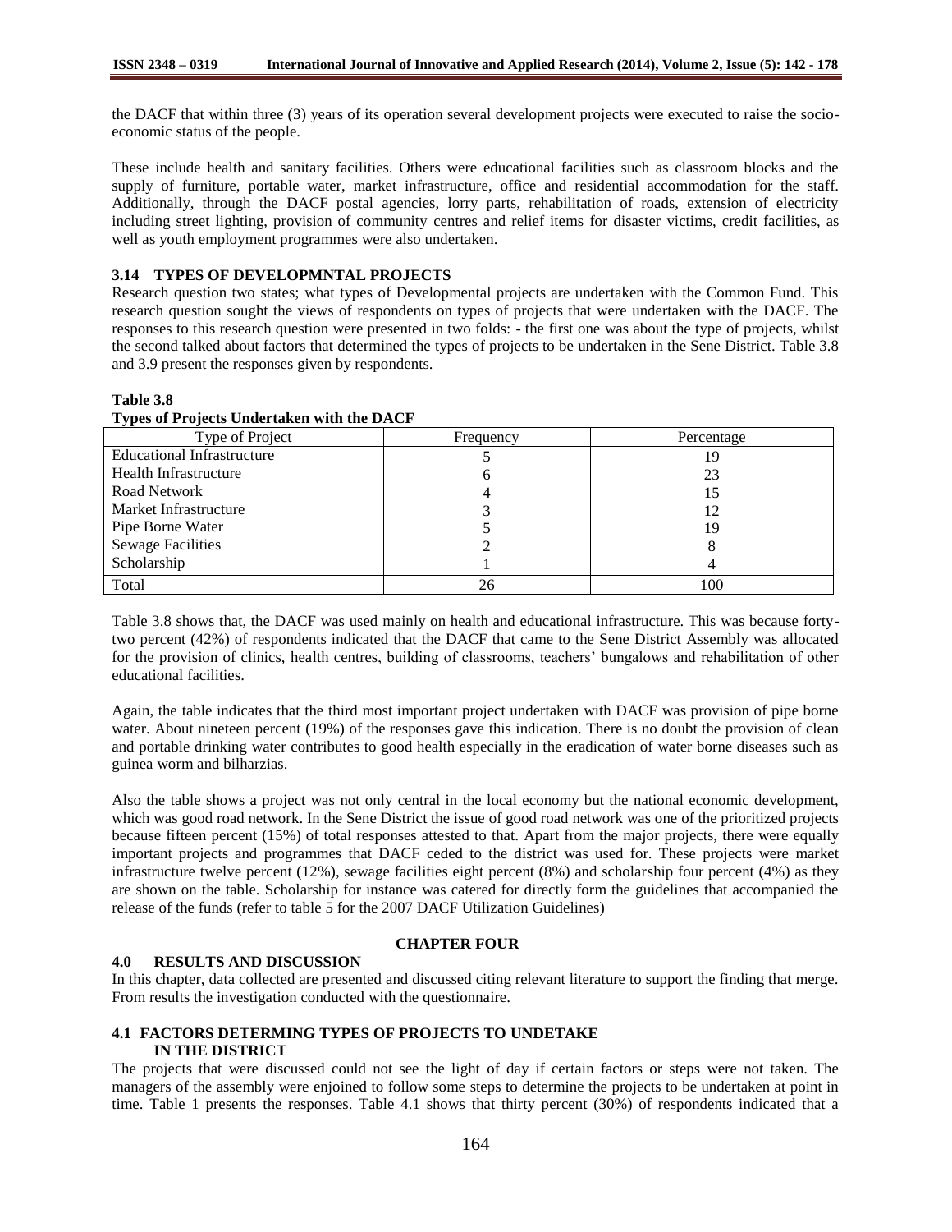the DACF that within three (3) years of its operation several development projects were executed to raise the socio-economic status of the people.

These include health and sanitary facilities. Others were educational facilities such as classroom blocks and the supply of furniture, portable water, market infrastructure, office and residential accommodation for the staff. Additionally, through the DACF postal agencies, lorry parts, rehabilitation of roads, extension of electricity including street lighting, provision of community centres and relief items for disaster victims, credit facilities, as well as youth employment programmes were also undertaken.

### 3.14 TYPES OF DEVELOPMNTAL PROJECTS

Research question two states; what types of Developmental projects are undertaken with the Common Fund. This research question sought the views of respondents on types of projects that were undertaken with the DACF. The responses to this research question were presented in two folds: - the first one was about the type of projects, whilst the second talked about factors that determined the types of projects to be undertaken in the Sene District. Table 3.8 and 3.9 present the responses given by respondents.

**Table 3.8**
**Types of Projects Undertaken with the DACF**

| Type of Project | Frequency | Percentage |
|---|---|---|
| Educational Infrastructure | 5 | 19 |
| Health Infrastructure | 6 | 23 |
| Road Network | 4 | 15 |
| Market Infrastructure | 3 | 12 |
| Pipe Borne Water | 5 | 19 |
| Sewage Facilities | 2 | 8 |
| Scholarship | 1 | 4 |
| Total | 26 | 100 |

Table 3.8 shows that, the DACF was used mainly on health and educational infrastructure. This was because forty-two percent (42%) of respondents indicated that the DACF that came to the Sene District Assembly was allocated for the provision of clinics, health centres, building of classrooms, teachers' bungalows and rehabilitation of other educational facilities.

Again, the table indicates that the third most important project undertaken with DACF was provision of pipe borne water. About nineteen percent (19%) of the responses gave this indication. There is no doubt the provision of clean and portable drinking water contributes to good health especially in the eradication of water borne diseases such as guinea worm and bilharzias.

Also the table shows a project was not only central in the local economy but the national economic development, which was good road network. In the Sene District the issue of good road network was one of the prioritized projects because fifteen percent (15%) of total responses attested to that. Apart from the major projects, there were equally important projects and programmes that DACF ceded to the district was used for. These projects were market infrastructure twelve percent (12%), sewage facilities eight percent (8%) and scholarship four percent (4%) as they are shown on the table. Scholarship for instance was catered for directly form the guidelines that accompanied the release of the funds (refer to table 5 for the 2007 DACF Utilization Guidelines)

## CHAPTER FOUR

### 4.0 RESULTS AND DISCUSSION

In this chapter, data collected are presented and discussed citing relevant literature to support the finding that merge. From results the investigation conducted with the questionnaire.

### 4.1 FACTORS DETERMING TYPES OF PROJECTS TO UNDETAKE IN THE DISTRICT

The projects that were discussed could not see the light of day if certain factors or steps were not taken. The managers of the assembly were enjoined to follow some steps to determine the projects to be undertaken at point in time. Table 1 presents the responses. Table 4.1 shows that thirty percent (30%) of respondents indicated that a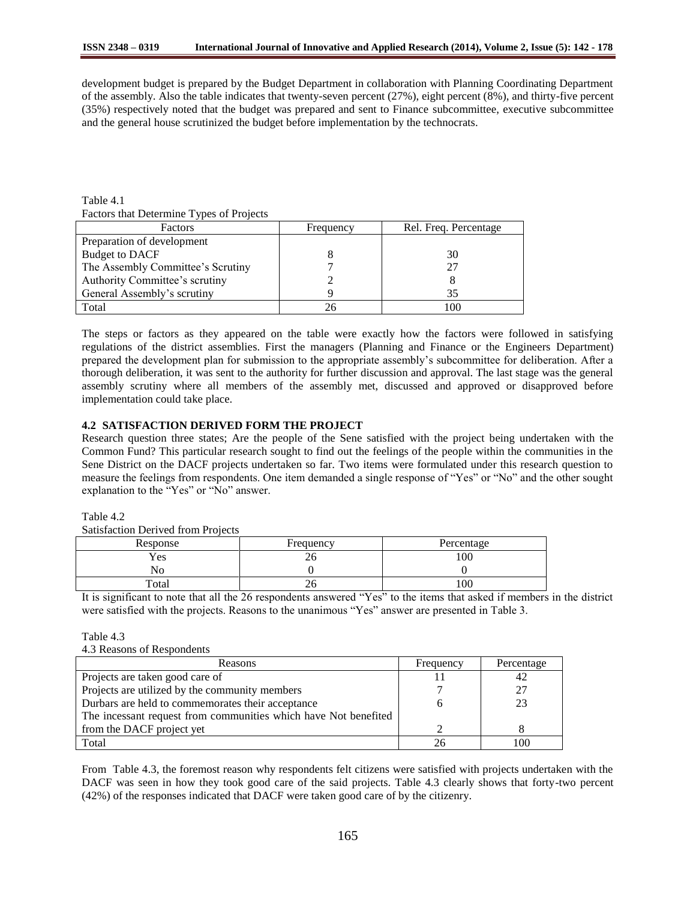development budget is prepared by the Budget Department in collaboration with Planning Coordinating Department of the assembly. Also the table indicates that twenty-seven percent (27%), eight percent (8%), and thirty-five percent (35%) respectively noted that the budget was prepared and sent to Finance subcommittee, executive subcommittee and the general house scrutinized the budget before implementation by the technocrats.

Table 4.1

Factors that Determine Types of Projects

| Factors | Frequency | Rel. Freq. Percentage |
|---|---|---|
| Preparation of development Budget to DACF | 8 | 30 |
| The Assembly Committee's Scrutiny | 7 | 27 |
| Authority Committee's scrutiny | 2 | 8 |
| General Assembly's scrutiny | 9 | 35 |
| Total | 26 | 100 |

The steps or factors as they appeared on the table were exactly how the factors were followed in satisfying regulations of the district assemblies. First the managers (Planning and Finance or the Engineers Department) prepared the development plan for submission to the appropriate assembly's subcommittee for deliberation. After a thorough deliberation, it was sent to the authority for further discussion and approval. The last stage was the general assembly scrutiny where all members of the assembly met, discussed and approved or disapproved before implementation could take place.

## 4.2 SATISFACTION DERIVED FORM THE PROJECT

Research question three states; Are the people of the Sene satisfied with the project being undertaken with the Common Fund? This particular research sought to find out the feelings of the people within the communities in the Sene District on the DACF projects undertaken so far. Two items were formulated under this research question to measure the feelings from respondents. One item demanded a single response of "Yes" or "No" and the other sought explanation to the "Yes" or "No" answer.

Table 4.2

Satisfaction Derived from Projects

| Response | Frequency | Percentage |
|---|---|---|
| Yes | 26 | 100 |
| No | 0 | 0 |
| Total | 26 | 100 |

It is significant to note that all the 26 respondents answered "Yes" to the items that asked if members in the district were satisfied with the projects. Reasons to the unanimous "Yes" answer are presented in Table 3.

Table 4.3

4.3 Reasons of Respondents

| Reasons | Frequency | Percentage |
|---|---|---|
| Projects are taken good care of | 11 | 42 |
| Projects are utilized by the community members | 7 | 27 |
| Durbars are held to commemorates their acceptance | 6 | 23 |
| The incessant request from communities which have Not benefited from the DACF project yet | 2 | 8 |
| Total | 26 | 100 |

From Table 4.3, the foremost reason why respondents felt citizens were satisfied with projects undertaken with the DACF was seen in how they took good care of the said projects. Table 4.3 clearly shows that forty-two percent (42%) of the responses indicated that DACF were taken good care of by the citizenry.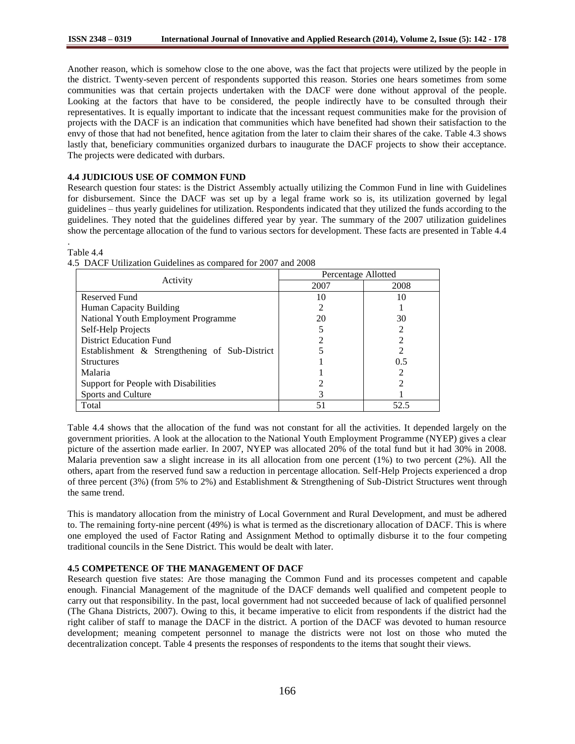Another reason, which is somehow close to the one above, was the fact that projects were utilized by the people in the district. Twenty-seven percent of respondents supported this reason. Stories one hears sometimes from some communities was that certain projects undertaken with the DACF were done without approval of the people. Looking at the factors that have to be considered, the people indirectly have to be consulted through their representatives. It is equally important to indicate that the incessant request communities make for the provision of projects with the DACF is an indication that communities which have benefited had shown their satisfaction to the envy of those that had not benefited, hence agitation from the later to claim their shares of the cake. Table 4.3 shows lastly that, beneficiary communities organized durbars to inaugurate the DACF projects to show their acceptance. The projects were dedicated with durbars.

#### 4.4 JUDICIOUS USE OF COMMON FUND

Research question four states: is the District Assembly actually utilizing the Common Fund in line with Guidelines for disbursement. Since the DACF was set up by a legal frame work so is, its utilization governed by legal guidelines – thus yearly guidelines for utilization. Respondents indicated that they utilized the funds according to the guidelines. They noted that the guidelines differed year by year. The summary of the 2007 utilization guidelines show the percentage allocation of the fund to various sectors for development. These facts are presented in Table 4.4

.

Table 4.4

4.5 DACF Utilization Guidelines as compared for 2007 and 2008

| Activity | Percentage Allotted | |
|---|---|---|
| | 2007 | 2008 |
| Reserved Fund | 10 | 10 |
| Human Capacity Building | 2 | 1 |
| National Youth Employment Programme | 20 | 30 |
| Self-Help Projects | 5 | 2 |
| District Education Fund | 2 | 2 |
| Establishment & Strengthening of Sub-District Structures | 5 | 2 |
| | 1 | 0.5 |
| Malaria | 1 | 2 |
| Support for People with Disabilities | 2 | 2 |
| Sports and Culture | 3 | 1 |
| Total | 51 | 52.5 |

Table 4.4 shows that the allocation of the fund was not constant for all the activities. It depended largely on the government priorities. A look at the allocation to the National Youth Employment Programme (NYEP) gives a clear picture of the assertion made earlier. In 2007, NYEP was allocated 20% of the total fund but it had 30% in 2008. Malaria prevention saw a slight increase in its all allocation from one percent (1%) to two percent (2%). All the others, apart from the reserved fund saw a reduction in percentage allocation. Self-Help Projects experienced a drop of three percent (3%) (from 5% to 2%) and Establishment & Strengthening of Sub-District Structures went through the same trend.

This is mandatory allocation from the ministry of Local Government and Rural Development, and must be adhered to. The remaining forty-nine percent (49%) is what is termed as the discretionary allocation of DACF. This is where one employed the used of Factor Rating and Assignment Method to optimally disburse it to the four competing traditional councils in the Sene District. This would be dealt with later.

#### 4.5 COMPETENCE OF THE MANAGEMENT OF DACF

Research question five states: Are those managing the Common Fund and its processes competent and capable enough. Financial Management of the magnitude of the DACF demands well qualified and competent people to carry out that responsibility. In the past, local government had not succeeded because of lack of qualified personnel (The Ghana Districts, 2007). Owing to this, it became imperative to elicit from respondents if the district had the right caliber of staff to manage the DACF in the district. A portion of the DACF was devoted to human resource development; meaning competent personnel to manage the districts were not lost on those who muted the decentralization concept. Table 4 presents the responses of respondents to the items that sought their views.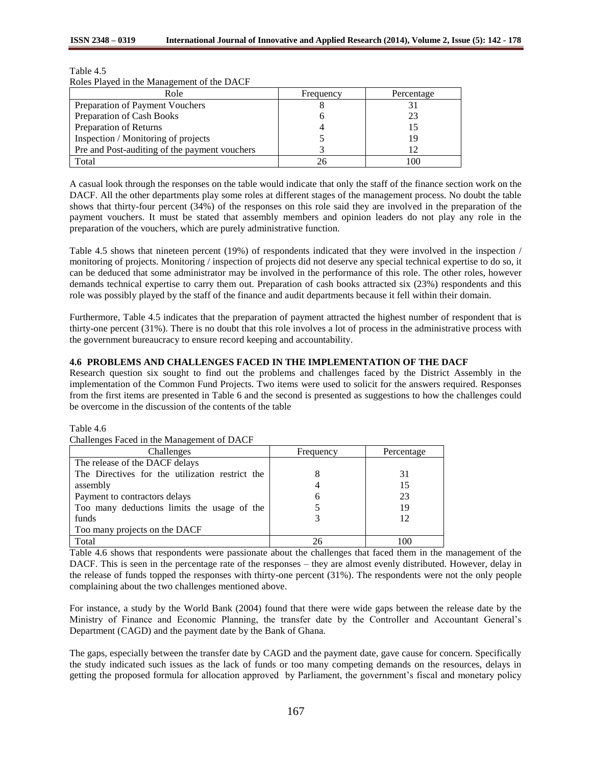Table 4.5

Roles Played in the Management of the DACF

| Role | Frequency | Percentage |
|---|---|---|
| Preparation of Payment Vouchers | 8 | 31 |
| Preparation of Cash Books | 6 | 23 |
| Preparation of Returns | 4 | 15 |
| Inspection / Monitoring of projects | 5 | 19 |
| Pre and Post-auditing of the payment vouchers | 3 | 12 |
| Total | 26 | 100 |

A casual look through the responses on the table would indicate that only the staff of the finance section work on the DACF. All the other departments play some roles at different stages of the management process. No doubt the table shows that thirty-four percent (34%) of the responses on this role said they are involved in the preparation of the payment vouchers. It must be stated that assembly members and opinion leaders do not play any role in the preparation of the vouchers, which are purely administrative function.

Table 4.5 shows that nineteen percent (19%) of respondents indicated that they were involved in the inspection / monitoring of projects. Monitoring / inspection of projects did not deserve any special technical expertise to do so, it can be deduced that some administrator may be involved in the performance of this role. The other roles, however demands technical expertise to carry them out. Preparation of cash books attracted six (23%) respondents and this role was possibly played by the staff of the finance and audit departments because it fell within their domain.

Furthermore, Table 4.5 indicates that the preparation of payment attracted the highest number of respondent that is thirty-one percent (31%). There is no doubt that this role involves a lot of process in the administrative process with the government bureaucracy to ensure record keeping and accountability.

### 4.6 PROBLEMS AND CHALLENGES FACED IN THE IMPLEMENTATION OF THE DACF

Research question six sought to find out the problems and challenges faced by the District Assembly in the implementation of the Common Fund Projects. Two items were used to solicit for the answers required. Responses from the first items are presented in Table 6 and the second is presented as suggestions to how the challenges could be overcome in the discussion of the contents of the table

Table 4.6

Challenges Faced in the Management of DACF

| Challenges | Frequency | Percentage |
|---|---|---|
| The release of the DACF delays | | |
| The Directives for the utilization restrict the | 8 | 31 |
| assembly | 4 | 15 |
| Payment to contractors delays | 6 | 23 |
| Too many deductions limits the usage of the | 5 | 19 |
| funds | 3 | 12 |
| Too many projects on the DACF | | |
| Total | 26 | 100 |

Table 4.6 shows that respondents were passionate about the challenges that faced them in the management of the DACF. This is seen in the percentage rate of the responses – they are almost evenly distributed. However, delay in the release of funds topped the responses with thirty-one percent (31%). The respondents were not the only people complaining about the two challenges mentioned above.

For instance, a study by the World Bank (2004) found that there were wide gaps between the release date by the Ministry of Finance and Economic Planning, the transfer date by the Controller and Accountant General's Department (CAGD) and the payment date by the Bank of Ghana.

The gaps, especially between the transfer date by CAGD and the payment date, gave cause for concern. Specifically the study indicated such issues as the lack of funds or too many competing demands on the resources, delays in getting the proposed formula for allocation approved by Parliament, the government's fiscal and monetary policy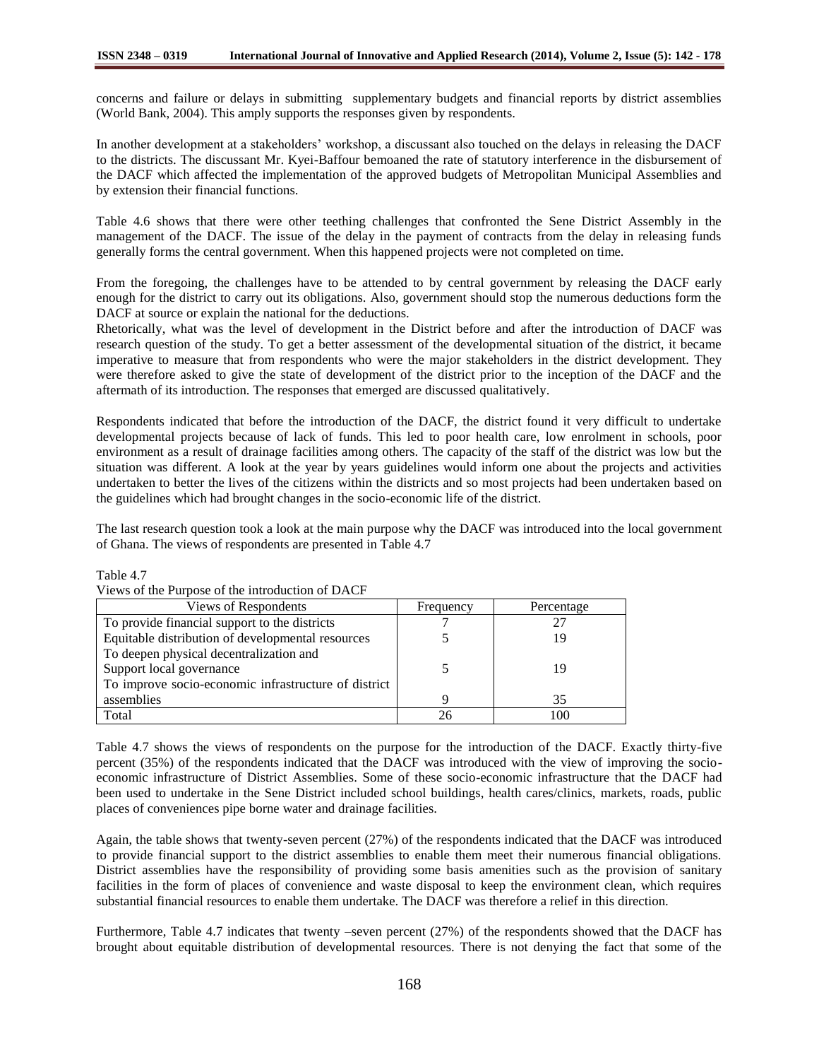concerns and failure or delays in submitting supplementary budgets and financial reports by district assemblies (World Bank, 2004). This amply supports the responses given by respondents.

In another development at a stakeholders' workshop, a discussant also touched on the delays in releasing the DACF to the districts. The discussant Mr. Kyei-Baffour bemoaned the rate of statutory interference in the disbursement of the DACF which affected the implementation of the approved budgets of Metropolitan Municipal Assemblies and by extension their financial functions.

Table 4.6 shows that there were other teething challenges that confronted the Sene District Assembly in the management of the DACF. The issue of the delay in the payment of contracts from the delay in releasing funds generally forms the central government. When this happened projects were not completed on time.

From the foregoing, the challenges have to be attended to by central government by releasing the DACF early enough for the district to carry out its obligations. Also, government should stop the numerous deductions form the DACF at source or explain the national for the deductions.

Rhetorically, what was the level of development in the District before and after the introduction of DACF was research question of the study. To get a better assessment of the developmental situation of the district, it became imperative to measure that from respondents who were the major stakeholders in the district development. They were therefore asked to give the state of development of the district prior to the inception of the DACF and the aftermath of its introduction. The responses that emerged are discussed qualitatively.

Respondents indicated that before the introduction of the DACF, the district found it very difficult to undertake developmental projects because of lack of funds. This led to poor health care, low enrolment in schools, poor environment as a result of drainage facilities among others. The capacity of the staff of the district was low but the situation was different. A look at the year by years guidelines would inform one about the projects and activities undertaken to better the lives of the citizens within the districts and so most projects had been undertaken based on the guidelines which had brought changes in the socio-economic life of the district.

The last research question took a look at the main purpose why the DACF was introduced into the local government of Ghana. The views of respondents are presented in Table 4.7

Table 4.7

Views of the Purpose of the introduction of DACF

| Views of Respondents | Frequency | Percentage |
|---|---|---|
| To provide financial support to the districts | 7 | 27 |
| Equitable distribution of developmental resources | 5 | 19 |
| To deepen physical decentralization and Support local governance | 5 | 19 |
| To improve socio-economic infrastructure of district assemblies | 9 | 35 |
| Total | 26 | 100 |

Table 4.7 shows the views of respondents on the purpose for the introduction of the DACF. Exactly thirty-five percent (35%) of the respondents indicated that the DACF was introduced with the view of improving the socio-economic infrastructure of District Assemblies. Some of these socio-economic infrastructure that the DACF had been used to undertake in the Sene District included school buildings, health cares/clinics, markets, roads, public places of conveniences pipe borne water and drainage facilities.

Again, the table shows that twenty-seven percent (27%) of the respondents indicated that the DACF was introduced to provide financial support to the district assemblies to enable them meet their numerous financial obligations. District assemblies have the responsibility of providing some basis amenities such as the provision of sanitary facilities in the form of places of convenience and waste disposal to keep the environment clean, which requires substantial financial resources to enable them undertake. The DACF was therefore a relief in this direction.

Furthermore, Table 4.7 indicates that twenty –seven percent (27%) of the respondents showed that the DACF has brought about equitable distribution of developmental resources. There is not denying the fact that some of the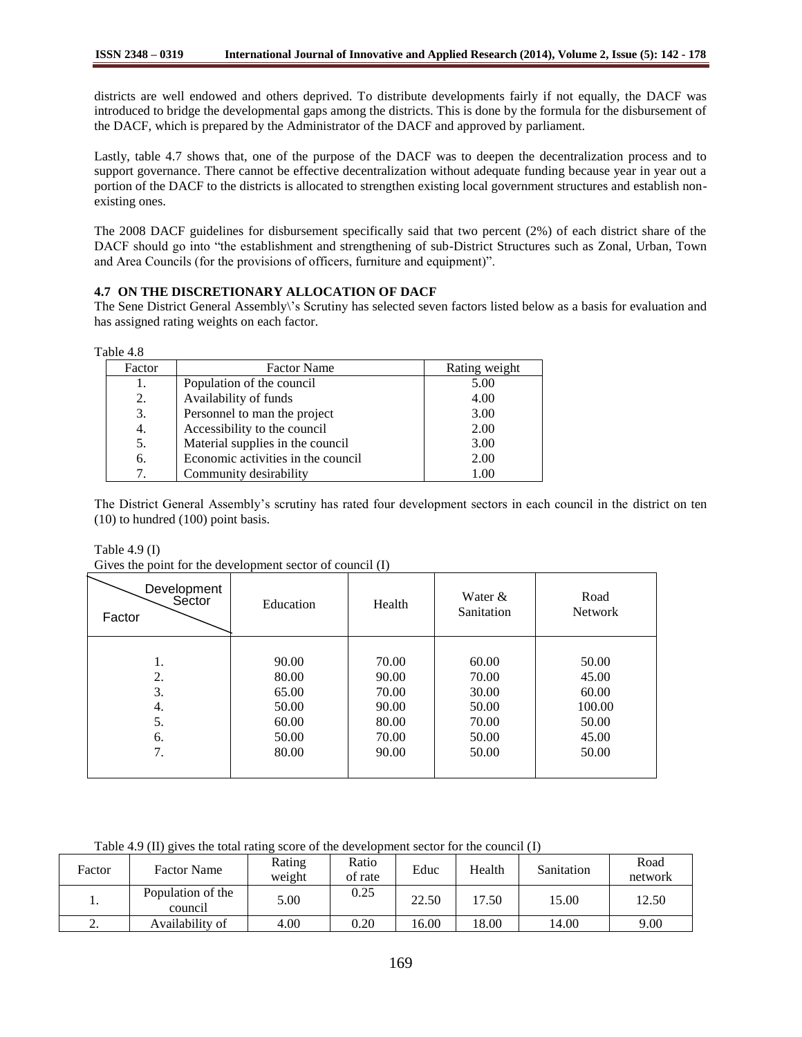districts are well endowed and others deprived. To distribute developments fairly if not equally, the DACF was introduced to bridge the developmental gaps among the districts. This is done by the formula for the disbursement of the DACF, which is prepared by the Administrator of the DACF and approved by parliament.

Lastly, table 4.7 shows that, one of the purpose of the DACF was to deepen the decentralization process and to support governance. There cannot be effective decentralization without adequate funding because year in year out a portion of the DACF to the districts is allocated to strengthen existing local government structures and establish non-existing ones.

The 2008 DACF guidelines for disbursement specifically said that two percent (2%) of each district share of the DACF should go into "the establishment and strengthening of sub-District Structures such as Zonal, Urban, Town and Area Councils (for the provisions of officers, furniture and equipment)".

### 4.7 ON THE DISCRETIONARY ALLOCATION OF DACF

The Sene District General Assembly\'s Scrutiny has selected seven factors listed below as a basis for evaluation and has assigned rating weights on each factor.

Table 4.8

| Factor | Factor Name | Rating weight |
|---|---|---|
| 1. | Population of the council | 5.00 |
| 2. | Availability of funds | 4.00 |
| 3. | Personnel to man the project | 3.00 |
| 4. | Accessibility to the council | 2.00 |
| 5. | Material supplies in the council | 3.00 |
| 6. | Economic activities in the council | 2.00 |
| 7. | Community desirability | 1.00 |

The District General Assembly's scrutiny has rated four development sectors in each council in the district on ten (10) to hundred (100) point basis.

Table 4.9 (I)

Gives the point for the development sector of council (I)

| Factor \ Development Sector | Education | Health | Water & Sanitation | Road Network |
|---|---|---|---|---|
| 1. | 90.00 | 70.00 | 60.00 | 50.00 |
| 2. | 80.00 | 90.00 | 70.00 | 45.00 |
| 3. | 65.00 | 70.00 | 30.00 | 60.00 |
| 4. | 50.00 | 90.00 | 50.00 | 100.00 |
| 5. | 60.00 | 80.00 | 70.00 | 50.00 |
| 6. | 50.00 | 70.00 | 50.00 | 45.00 |
| 7. | 80.00 | 90.00 | 50.00 | 50.00 |

Table 4.9 (II) gives the total rating score of the development sector for the council (I)

| Factor | Factor Name | Rating weight | Ratio of rate | Educ | Health | Sanitation | Road network |
|---|---|---|---|---|---|---|---|
| 1. | Population of the council | 5.00 | 0.25 | 22.50 | 17.50 | 15.00 | 12.50 |
| 2. | Availability of | 4.00 | 0.20 | 16.00 | 18.00 | 14.00 | 9.00 |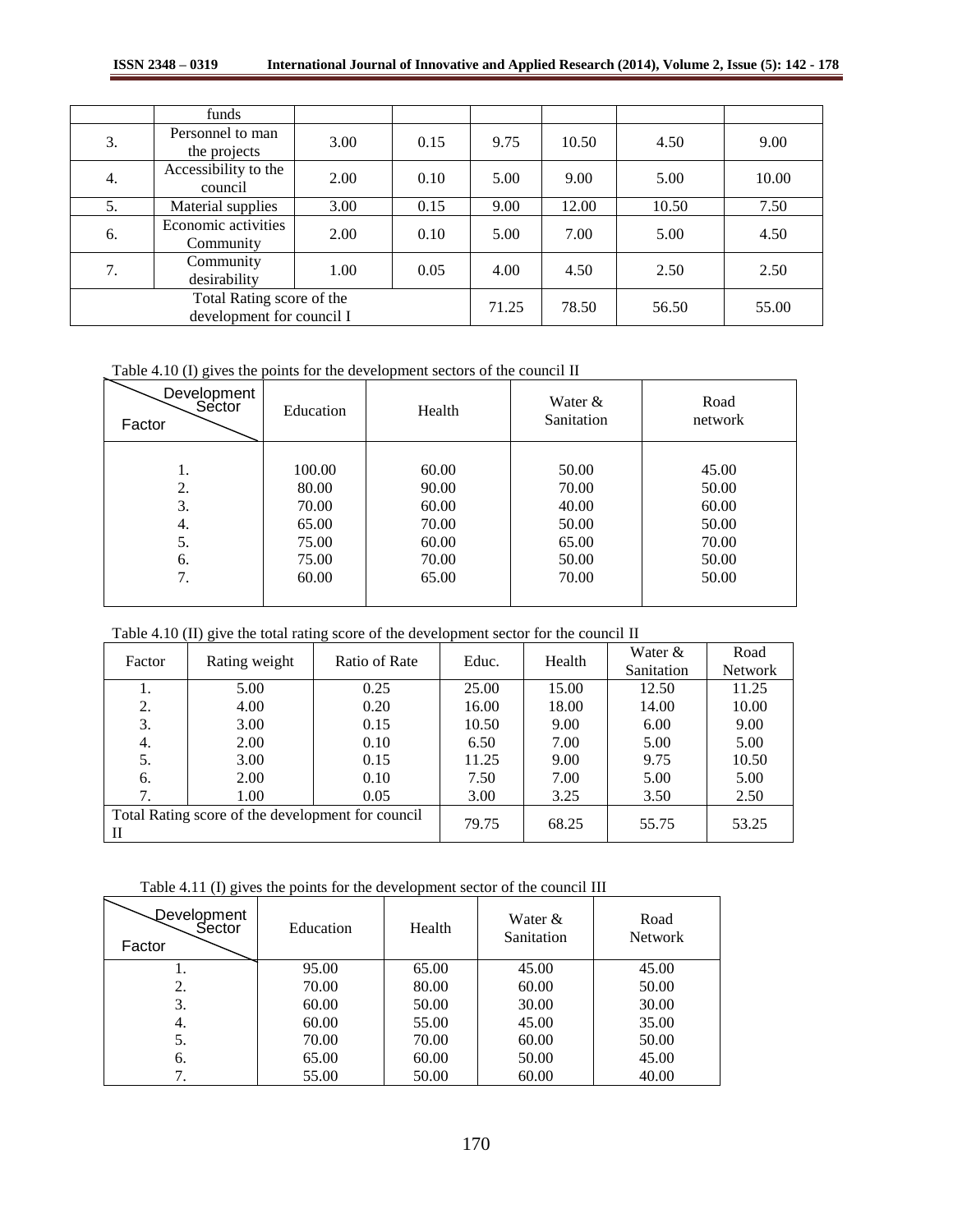|  | funds |  |  |  |  |  |  |
|---|---|---|---|---|---|---|---|
| 3. | Personnel to man the projects | 3.00 | 0.15 | 9.75 | 10.50 | 4.50 | 9.00 |
| 4. | Accessibility to the council | 2.00 | 0.10 | 5.00 | 9.00 | 5.00 | 10.00 |
| 5. | Material supplies | 3.00 | 0.15 | 9.00 | 12.00 | 10.50 | 7.50 |
| 6. | Economic activities Community | 2.00 | 0.10 | 5.00 | 7.00 | 5.00 | 4.50 |
| 7. | Community desirability | 1.00 | 0.05 | 4.00 | 4.50 | 2.50 | 2.50 |
| Total Rating score of the development for council I |  |  |  | 71.25 | 78.50 | 56.50 | 55.00 |

Table 4.10 (I) gives the points for the development sectors of the council II

| Factor \ Development Sector | Education | Health | Water & Sanitation | Road network |
|---|---|---|---|---|
| 1. | 100.00 | 60.00 | 50.00 | 45.00 |
| 2. | 80.00 | 90.00 | 70.00 | 50.00 |
| 3. | 70.00 | 60.00 | 40.00 | 60.00 |
| 4. | 65.00 | 70.00 | 50.00 | 50.00 |
| 5. | 75.00 | 60.00 | 65.00 | 70.00 |
| 6. | 75.00 | 70.00 | 50.00 | 50.00 |
| 7. | 60.00 | 65.00 | 70.00 | 50.00 |

Table 4.10 (II) give the total rating score of the development sector for the council II

| Factor | Rating weight | Ratio of Rate | Educ. | Health | Water & Sanitation | Road Network |
|---|---|---|---|---|---|---|
| 1. | 5.00 | 0.25 | 25.00 | 15.00 | 12.50 | 11.25 |
| 2. | 4.00 | 0.20 | 16.00 | 18.00 | 14.00 | 10.00 |
| 3. | 3.00 | 0.15 | 10.50 | 9.00 | 6.00 | 9.00 |
| 4. | 2.00 | 0.10 | 6.50 | 7.00 | 5.00 | 5.00 |
| 5. | 3.00 | 0.15 | 11.25 | 9.00 | 9.75 | 10.50 |
| 6. | 2.00 | 0.10 | 7.50 | 7.00 | 5.00 | 5.00 |
| 7. | 1.00 | 0.05 | 3.00 | 3.25 | 3.50 | 2.50 |
| Total Rating score of the development for council II |  |  | 79.75 | 68.25 | 55.75 | 53.25 |

Table 4.11 (I) gives the points for the development sector of the council III

| Factor \ Development Sector | Education | Health | Water & Sanitation | Road Network |
|---|---|---|---|---|
| 1. | 95.00 | 65.00 | 45.00 | 45.00 |
| 2. | 70.00 | 80.00 | 60.00 | 50.00 |
| 3. | 60.00 | 50.00 | 30.00 | 30.00 |
| 4. | 60.00 | 55.00 | 45.00 | 35.00 |
| 5. | 70.00 | 70.00 | 60.00 | 50.00 |
| 6. | 65.00 | 60.00 | 50.00 | 45.00 |
| 7. | 55.00 | 50.00 | 60.00 | 40.00 |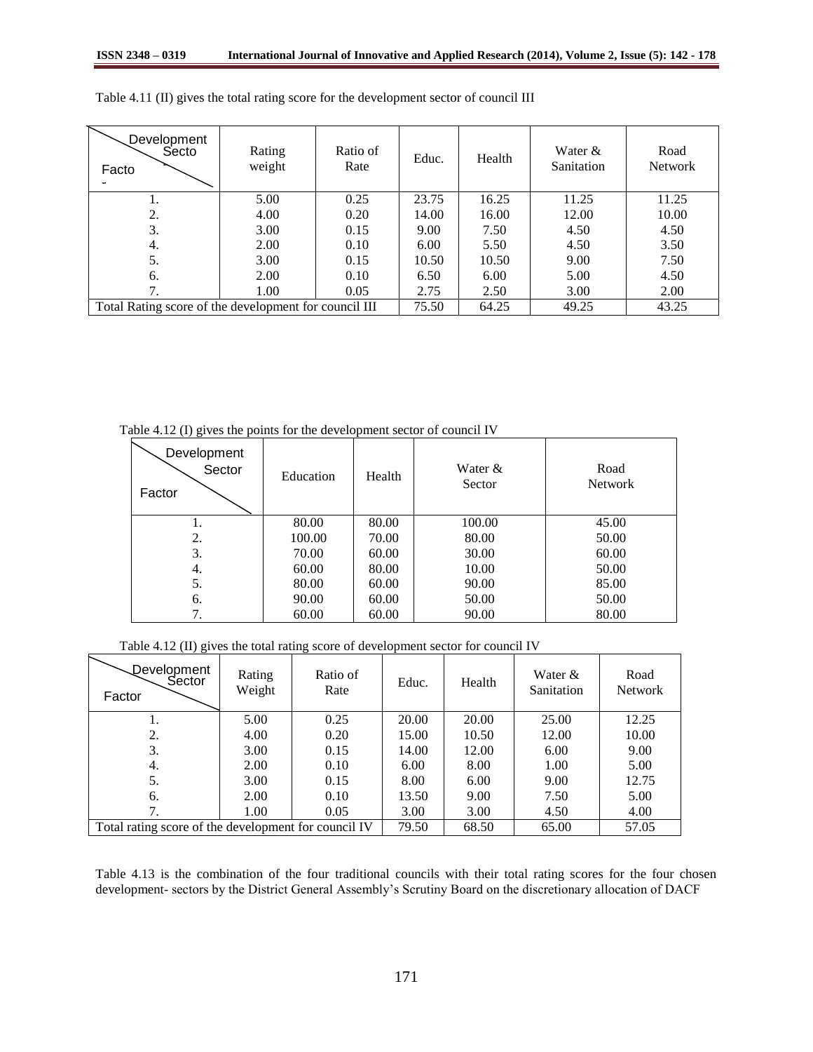Table 4.11 (II) gives the total rating score for the development sector of council III

| Development Sector / Factor | Rating weight | Ratio of Rate | Educ. | Health | Water & Sanitation | Road Network |
|---|---|---|---|---|---|---|
| 1. | 5.00 | 0.25 | 23.75 | 16.25 | 11.25 | 11.25 |
| 2. | 4.00 | 0.20 | 14.00 | 16.00 | 12.00 | 10.00 |
| 3. | 3.00 | 0.15 | 9.00 | 7.50 | 4.50 | 4.50 |
| 4. | 2.00 | 0.10 | 6.00 | 5.50 | 4.50 | 3.50 |
| 5. | 3.00 | 0.15 | 10.50 | 10.50 | 9.00 | 7.50 |
| 6. | 2.00 | 0.10 | 6.50 | 6.00 | 5.00 | 4.50 |
| 7. | 1.00 | 0.05 | 2.75 | 2.50 | 3.00 | 2.00 |
| Total Rating score of the development for council III | | | 75.50 | 64.25 | 49.25 | 43.25 |

Table 4.12 (I) gives the points for the development sector of council IV

| Development Sector / Factor | Education | Health | Water & Sector | Road Network |
|---|---|---|---|---|
| 1. | 80.00 | 80.00 | 100.00 | 45.00 |
| 2. | 100.00 | 70.00 | 80.00 | 50.00 |
| 3. | 70.00 | 60.00 | 30.00 | 60.00 |
| 4. | 60.00 | 80.00 | 10.00 | 50.00 |
| 5. | 80.00 | 60.00 | 90.00 | 85.00 |
| 6. | 90.00 | 60.00 | 50.00 | 50.00 |
| 7. | 60.00 | 60.00 | 90.00 | 80.00 |

Table 4.12 (II) gives the total rating score of development sector for council IV

| Development Sector / Factor | Rating Weight | Ratio of Rate | Educ. | Health | Water & Sanitation | Road Network |
|---|---|---|---|---|---|---|
| 1. | 5.00 | 0.25 | 20.00 | 20.00 | 25.00 | 12.25 |
| 2. | 4.00 | 0.20 | 15.00 | 10.50 | 12.00 | 10.00 |
| 3. | 3.00 | 0.15 | 14.00 | 12.00 | 6.00 | 9.00 |
| 4. | 2.00 | 0.10 | 6.00 | 8.00 | 1.00 | 5.00 |
| 5. | 3.00 | 0.15 | 8.00 | 6.00 | 9.00 | 12.75 |
| 6. | 2.00 | 0.10 | 13.50 | 9.00 | 7.50 | 5.00 |
| 7. | 1.00 | 0.05 | 3.00 | 3.00 | 4.50 | 4.00 |
| Total rating score of the development for council IV | | | 79.50 | 68.50 | 65.00 | 57.05 |

Table 4.13 is the combination of the four traditional councils with their total rating scores for the four chosen development- sectors by the District General Assembly's Scrutiny Board on the discretionary allocation of DACF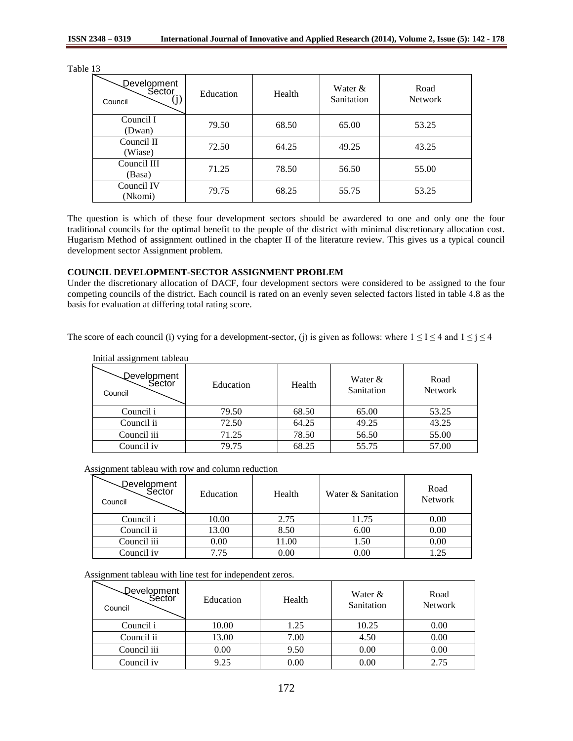Table 13

| Development Sector (j) / Council | Education | Health | Water & Sanitation | Road Network |
|---|---|---|---|---|
| Council I (Dwan) | 79.50 | 68.50 | 65.00 | 53.25 |
| Council II (Wiase) | 72.50 | 64.25 | 49.25 | 43.25 |
| Council III (Basa) | 71.25 | 78.50 | 56.50 | 55.00 |
| Council IV (Nkomi) | 79.75 | 68.25 | 55.75 | 53.25 |

The question is which of these four development sectors should be awardered to one and only one the four traditional councils for the optimal benefit to the people of the district with minimal discretionary allocation cost. Hugarism Method of assignment outlined in the chapter II of the literature review. This gives us a typical council development sector Assignment problem.

**COUNCIL DEVELOPMENT-SECTOR ASSIGNMENT PROBLEM**

Under the discretionary allocation of DACF, four development sectors were considered to be assigned to the four competing councils of the district. Each council is rated on an evenly seven selected factors listed in table 4.8 as the basis for evaluation at differing total rating score.

The score of each council (i) vying for a development-sector, (j) is given as follows: where $1 \leq I \leq 4$ and $1 \leq j \leq 4$

Initial assignment tableau

| Development Sector / Council | Education | Health | Water & Sanitation | Road Network |
|---|---|---|---|---|
| Council i | 79.50 | 68.50 | 65.00 | 53.25 |
| Council ii | 72.50 | 64.25 | 49.25 | 43.25 |
| Council iii | 71.25 | 78.50 | 56.50 | 55.00 |
| Council iv | 79.75 | 68.25 | 55.75 | 57.00 |

Assignment tableau with row and column reduction

| Development Sector / Council | Education | Health | Water & Sanitation | Road Network |
|---|---|---|---|---|
| Council i | 10.00 | 2.75 | 11.75 | 0.00 |
| Council ii | 13.00 | 8.50 | 6.00 | 0.00 |
| Council iii | 0.00 | 11.00 | 1.50 | 0.00 |
| Council iv | 7.75 | 0.00 | 0.00 | 1.25 |

Assignment tableau with line test for independent zeros.

| Development Sector / Council | Education | Health | Water & Sanitation | Road Network |
|---|---|---|---|---|
| Council i | 10.00 | 1.25 | 10.25 | 0.00 |
| Council ii | 13.00 | 7.00 | 4.50 | 0.00 |
| Council iii | 0.00 | 9.50 | 0.00 | 0.00 |
| Council iv | 9.25 | 0.00 | 0.00 | 2.75 |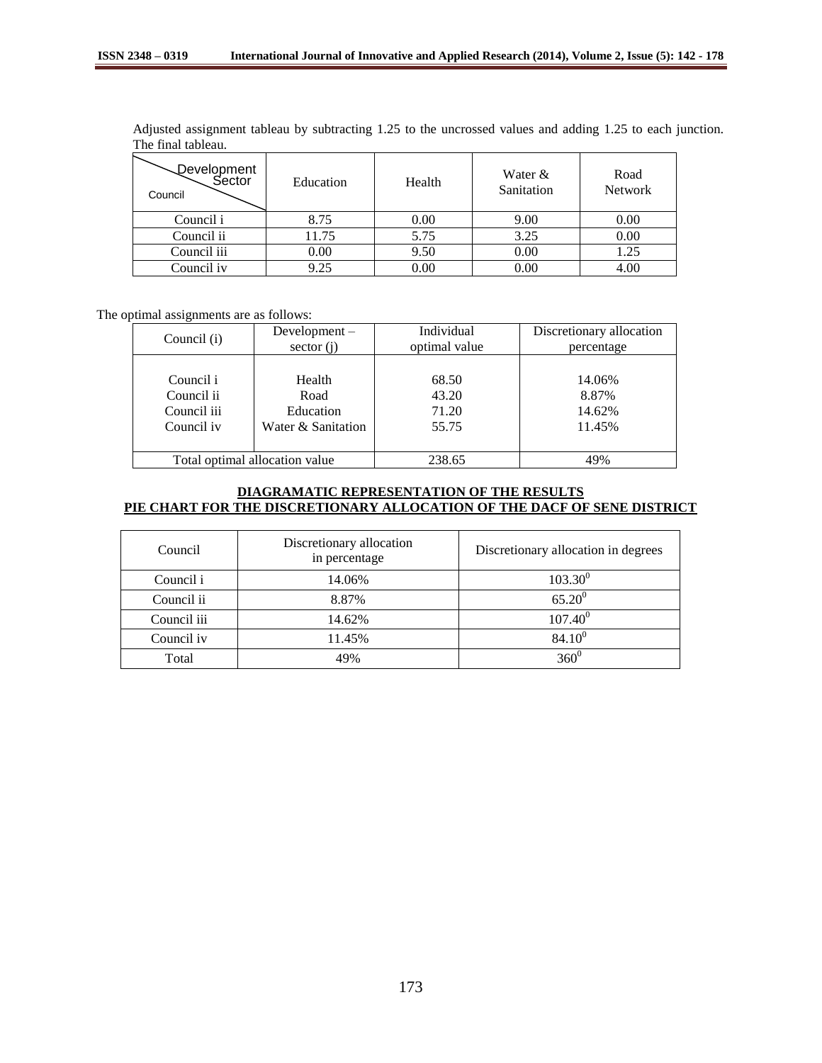Adjusted assignment tableau by subtracting 1.25 to the uncrossed values and adding 1.25 to each junction. The final tableau.

| Council \ Development Sector | Education | Health | Water & Sanitation | Road Network |
|---|---|---|---|---|
| Council i | 8.75 | 0.00 | 9.00 | 0.00 |
| Council ii | 11.75 | 5.75 | 3.25 | 0.00 |
| Council iii | 0.00 | 9.50 | 0.00 | 1.25 |
| Council iv | 9.25 | 0.00 | 0.00 | 4.00 |

The optimal assignments are as follows:

| Council (i) | Development – sector (j) | Individual optimal value | Discretionary allocation percentage |
|---|---|---|---|
| Council i | Health | 68.50 | 14.06% |
| Council ii | Road | 43.20 | 8.87% |
| Council iii | Education | 71.20 | 14.62% |
| Council iv | Water & Sanitation | 55.75 | 11.45% |
| Total optimal allocation value | | 238.65 | 49% |

## DIAGRAMATIC REPRESENTATION OF THE RESULTS

## PIE CHART FOR THE DISCRETIONARY ALLOCATION OF THE DACF OF SENE DISTRICT

| Council | Discretionary allocation in percentage | Discretionary allocation in degrees |
|---|---|---|
| Council i | 14.06% | $103.30^0$ |
| Council ii | 8.87% | $65.20^0$ |
| Council iii | 14.62% | $107.40^0$ |
| Council iv | 11.45% | $84.10^0$ |
| Total | 49% | $360^0$ |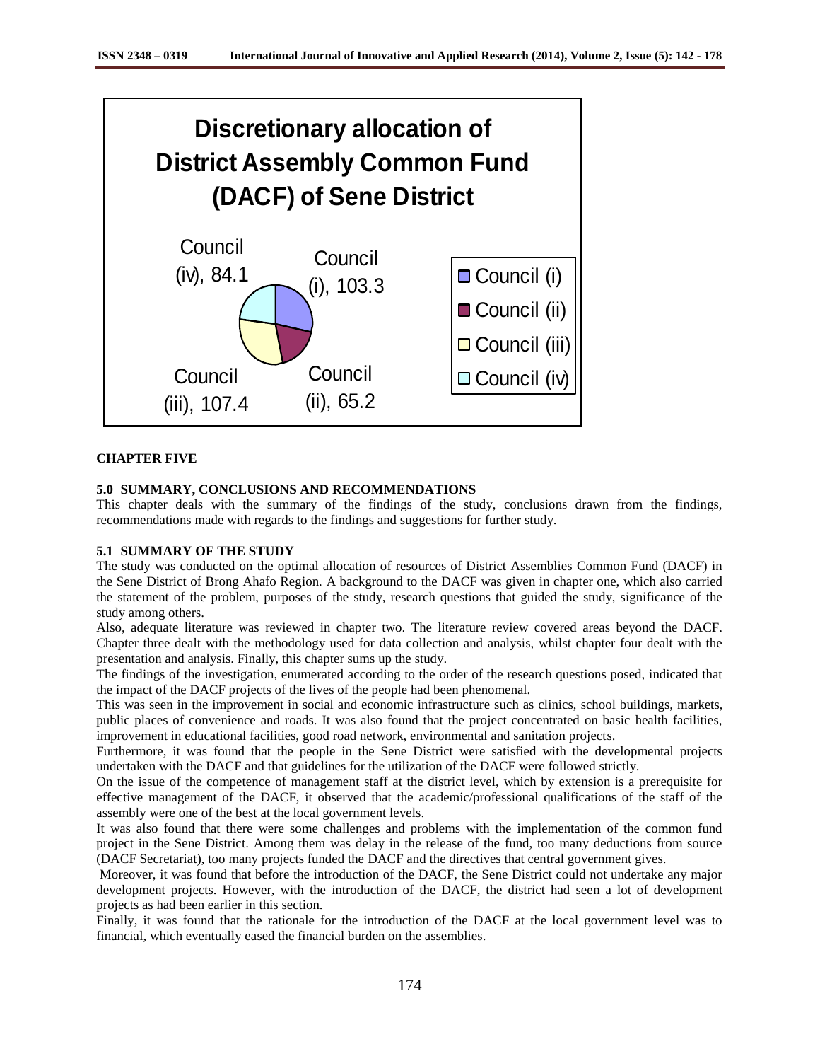**Discretionary allocation of District Assembly Common Fund (DACF) of Sene District**

Council (i), 103.3

Council (ii), 65.2

Council (iii), 107.4

Council (iv), 84.1

**CHAPTER FIVE**

## 5.0 SUMMARY, CONCLUSIONS AND RECOMMENDATIONS

This chapter deals with the summary of the findings of the study, conclusions drawn from the findings, recommendations made with regards to the findings and suggestions for further study.

### 5.1 SUMMARY OF THE STUDY

The study was conducted on the optimal allocation of resources of District Assemblies Common Fund (DACF) in the Sene District of Brong Ahafo Region. A background to the DACF was given in chapter one, which also carried the statement of the problem, purposes of the study, research questions that guided the study, significance of the study among others.

Also, adequate literature was reviewed in chapter two. The literature review covered areas beyond the DACF. Chapter three dealt with the methodology used for data collection and analysis, whilst chapter four dealt with the presentation and analysis. Finally, this chapter sums up the study.

The findings of the investigation, enumerated according to the order of the research questions posed, indicated that the impact of the DACF projects of the lives of the people had been phenomenal.

This was seen in the improvement in social and economic infrastructure such as clinics, school buildings, markets, public places of convenience and roads. It was also found that the project concentrated on basic health facilities, improvement in educational facilities, good road network, environmental and sanitation projects.

Furthermore, it was found that the people in the Sene District were satisfied with the developmental projects undertaken with the DACF and that guidelines for the utilization of the DACF were followed strictly.

On the issue of the competence of management staff at the district level, which by extension is a prerequisite for effective management of the DACF, it observed that the academic/professional qualifications of the staff of the assembly were one of the best at the local government levels.

It was also found that there were some challenges and problems with the implementation of the common fund project in the Sene District. Among them was delay in the release of the fund, too many deductions from source (DACF Secretariat), too many projects funded the DACF and the directives that central government gives.

Moreover, it was found that before the introduction of the DACF, the Sene District could not undertake any major development projects. However, with the introduction of the DACF, the district had seen a lot of development projects as had been earlier in this section.

Finally, it was found that the rationale for the introduction of the DACF at the local government level was to financial, which eventually eased the financial burden on the assemblies.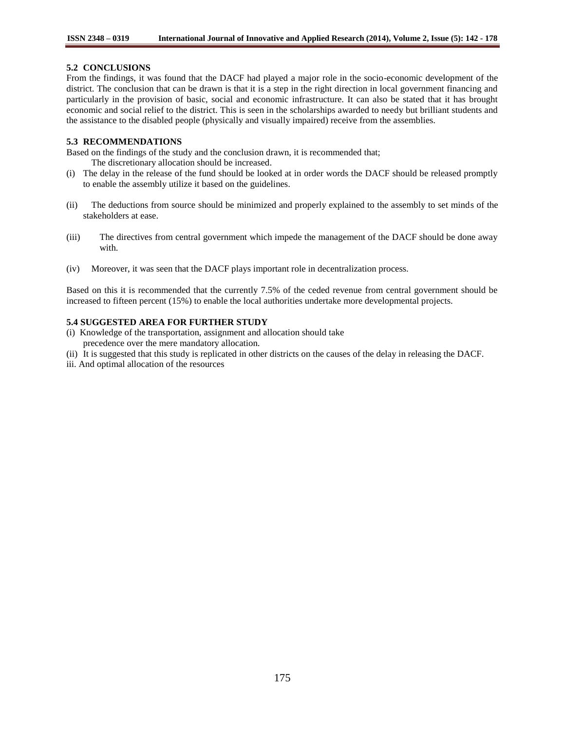## 5.2 CONCLUSIONS

From the findings, it was found that the DACF had played a major role in the socio-economic development of the district. The conclusion that can be drawn is that it is a step in the right direction in local government financing and particularly in the provision of basic, social and economic infrastructure. It can also be stated that it has brought economic and social relief to the district. This is seen in the scholarships awarded to needy but brilliant students and the assistance to the disabled people (physically and visually impaired) receive from the assemblies.

## 5.3 RECOMMENDATIONS

Based on the findings of the study and the conclusion drawn, it is recommended that;

The discretionary allocation should be increased.

(i) The delay in the release of the fund should be looked at in order words the DACF should be released promptly to enable the assembly utilize it based on the guidelines.

(ii) The deductions from source should be minimized and properly explained to the assembly to set minds of the stakeholders at ease.

(iii) The directives from central government which impede the management of the DACF should be done away with.

(iv) Moreover, it was seen that the DACF plays important role in decentralization process.

Based on this it is recommended that the currently 7.5% of the ceded revenue from central government should be increased to fifteen percent (15%) to enable the local authorities undertake more developmental projects.

## 5.4 SUGGESTED AREA FOR FURTHER STUDY

(i) Knowledge of the transportation, assignment and allocation should take precedence over the mere mandatory allocation.

(ii) It is suggested that this study is replicated in other districts on the causes of the delay in releasing the DACF.

iii. And optimal allocation of the resources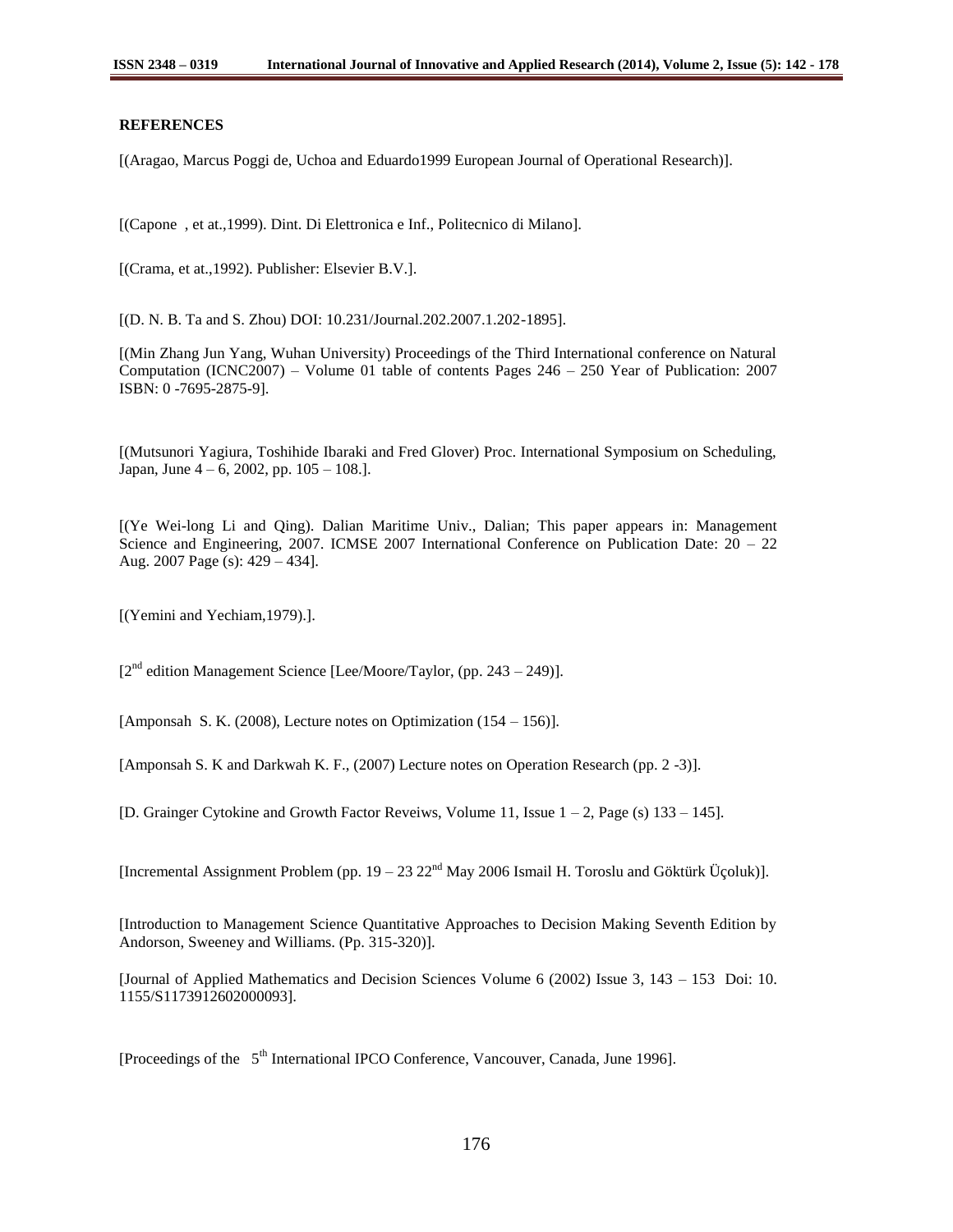**REFERENCES**

[(Aragao, Marcus Poggi de, Uchoa and Eduardo1999 European Journal of Operational Research)].

[(Capone , et at.,1999). Dint. Di Elettronica e Inf., Politecnico di Milano].

[(Crama, et at.,1992). Publisher: Elsevier B.V.].

[(D. N. B. Ta and S. Zhou) DOI: 10.231/Journal.202.2007.1.202-1895].

[(Min Zhang Jun Yang, Wuhan University) Proceedings of the Third International conference on Natural Computation (ICNC2007) – Volume 01 table of contents Pages 246 – 250 Year of Publication: 2007 ISBN: 0 -7695-2875-9].

[(Mutsunori Yagiura, Toshihide Ibaraki and Fred Glover) Proc. International Symposium on Scheduling, Japan, June 4 – 6, 2002, pp. 105 – 108.].

[(Ye Wei-long Li and Qing). Dalian Maritime Univ., Dalian; This paper appears in: Management Science and Engineering, 2007. ICMSE 2007 International Conference on Publication Date: 20 – 22 Aug. 2007 Page (s): 429 – 434].

[(Yemini and Yechiam,1979).].

[2nd edition Management Science [Lee/Moore/Taylor, (pp. 243 – 249)].

[Amponsah S. K. (2008), Lecture notes on Optimization (154 – 156)].

[Amponsah S. K and Darkwah K. F., (2007) Lecture notes on Operation Research (pp. 2 -3)].

[D. Grainger Cytokine and Growth Factor Reveiws, Volume 11, Issue 1 – 2, Page (s) 133 – 145].

[Incremental Assignment Problem (pp. 19 – 23 22nd May 2006 Ismail H. Toroslu and Göktürk Üçoluk)].

[Introduction to Management Science Quantitative Approaches to Decision Making Seventh Edition by Andorson, Sweeney and Williams. (Pp. 315-320)].

[Journal of Applied Mathematics and Decision Sciences Volume 6 (2002) Issue 3, 143 – 153 Doi: 10. 1155/S1173912602000093].

[Proceedings of the 5th International IPCO Conference, Vancouver, Canada, June 1996].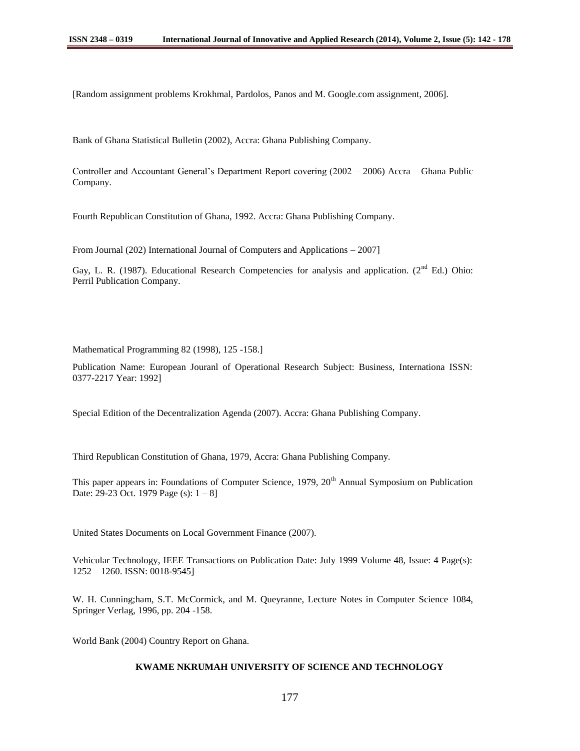[Random assignment problems Krokhmal, Pardolos, Panos and M. Google.com assignment, 2006].

Bank of Ghana Statistical Bulletin (2002), Accra: Ghana Publishing Company.

Controller and Accountant General's Department Report covering (2002 – 2006) Accra – Ghana Public Company.

Fourth Republican Constitution of Ghana, 1992. Accra: Ghana Publishing Company.

From Journal (202) International Journal of Computers and Applications – 2007]

Gay, L. R. (1987). Educational Research Competencies for analysis and application. (2nd Ed.) Ohio: Perril Publication Company.

Mathematical Programming 82 (1998), 125 -158.]

Publication Name: European Jouranl of Operational Research Subject: Business, Internationa ISSN: 0377-2217 Year: 1992]

Special Edition of the Decentralization Agenda (2007). Accra: Ghana Publishing Company.

Third Republican Constitution of Ghana, 1979, Accra: Ghana Publishing Company.

This paper appears in: Foundations of Computer Science, 1979, 20th Annual Symposium on Publication Date: 29-23 Oct. 1979 Page (s): 1 – 8]

United States Documents on Local Government Finance (2007).

Vehicular Technology, IEEE Transactions on Publication Date: July 1999 Volume 48, Issue: 4 Page(s): 1252 – 1260. ISSN: 0018-9545]

W. H. Cunning;ham, S.T. McCormick, and M. Queyranne, Lecture Notes in Computer Science 1084, Springer Verlag, 1996, pp. 204 -158.

World Bank (2004) Country Report on Ghana.

**KWAME NKRUMAH UNIVERSITY OF SCIENCE AND TECHNOLOGY**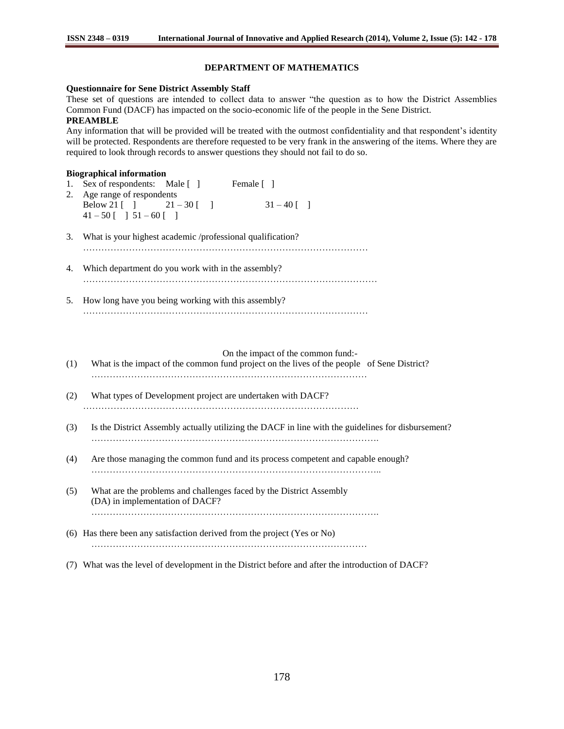## DEPARTMENT OF MATHEMATICS

**Questionnaire for Sene District Assembly Staff**

These set of questions are intended to collect data to answer "the question as to how the District Assemblies Common Fund (DACF) has impacted on the socio-economic life of the people in the Sene District.

**PREAMBLE**

Any information that will be provided will be treated with the outmost confidentiality and that respondent's identity will be protected. Respondents are therefore requested to be very frank in the answering of the items. Where they are required to look through records to answer questions they should not fail to do so.

**Biographical information**

1. Sex of respondents: Male [ ] Female [ ]
2. Age range of respondents
   Below 21 [ ] 21 – 30 [ ] 31 – 40 [ ]
   41 – 50 [ ] 51 – 60 [ ]
3. What is your highest academic /professional qualification?
   …………………………………………………………………………………
4. Which department do you work with in the assembly?
   …………………………………………………………………………………
5. How long have you being working with this assembly?
   …………………………………………………………………………………

On the impact of the common fund:-

(1) What is the impact of the common fund project on the lives of the people of Sene District?
   ………………………………………………………………………………

(2) What types of Development project are undertaken with DACF?
   ………………………………………………………………………………

(3) Is the District Assembly actually utilizing the DACF in line with the guidelines for disbursement?
   ……………………………………………………………………………….

(4) Are those managing the common fund and its process competent and capable enough?
   ………………………………………………………………………………..

(5) What are the problems and challenges faced by the District Assembly (DA) in implementation of DACF?
   ……………………………………………………………………………….

(6) Has there been any satisfaction derived from the project (Yes or No)
   ………………………………………………………………………………

(7) What was the level of development in the District before and after the introduction of DACF?